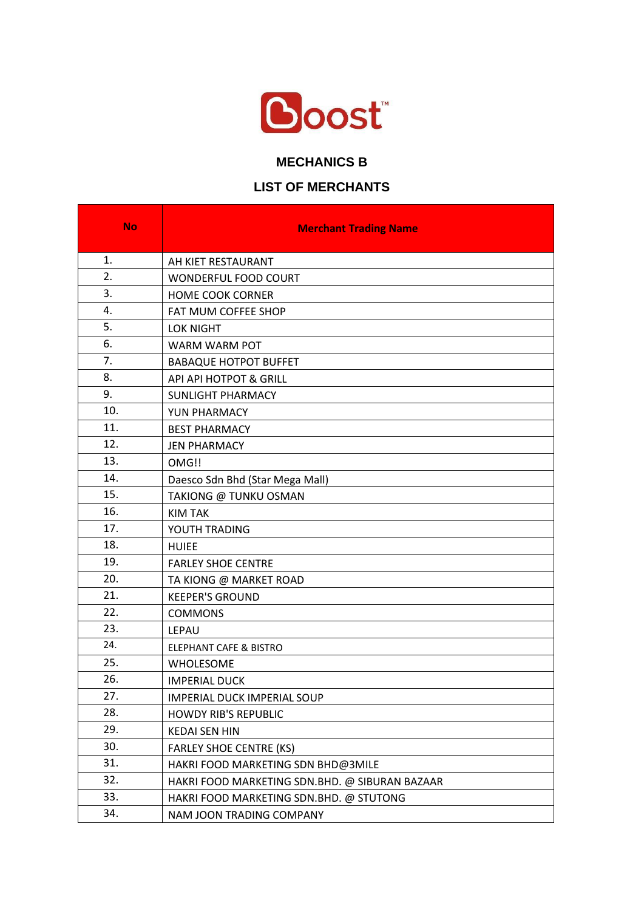Boost™

## MECHANICS B

## LIST OF MERCHANTS

| No | Merchant Trading Name |
|---|---|
| 1. | AH KIET RESTAURANT |
| 2. | WONDERFUL FOOD COURT |
| 3. | HOME COOK CORNER |
| 4. | FAT MUM COFFEE SHOP |
| 5. | LOK NIGHT |
| 6. | WARM WARM POT |
| 7. | BABAQUE HOTPOT BUFFET |
| 8. | API API HOTPOT & GRILL |
| 9. | SUNLIGHT PHARMACY |
| 10. | YUN PHARMACY |
| 11. | BEST PHARMACY |
| 12. | JEN PHARMACY |
| 13. | OMG!! |
| 14. | Daesco Sdn Bhd (Star Mega Mall) |
| 15. | TAKIONG @ TUNKU OSMAN |
| 16. | KIM TAK |
| 17. | YOUTH TRADING |
| 18. | HUIEE |
| 19. | FARLEY SHOE CENTRE |
| 20. | TA KIONG @ MARKET ROAD |
| 21. | KEEPER'S GROUND |
| 22. | COMMONS |
| 23. | LEPAU |
| 24. | ELEPHANT CAFE & BISTRO |
| 25. | WHOLESOME |
| 26. | IMPERIAL DUCK |
| 27. | IMPERIAL DUCK IMPERIAL SOUP |
| 28. | HOWDY RIB'S REPUBLIC |
| 29. | KEDAI SEN HIN |
| 30. | FARLEY SHOE CENTRE (KS) |
| 31. | HAKRI FOOD MARKETING SDN BHD@3MILE |
| 32. | HAKRI FOOD MARKETING SDN.BHD. @ SIBURAN BAZAAR |
| 33. | HAKRI FOOD MARKETING SDN.BHD. @ STUTONG |
| 34. | NAM JOON TRADING COMPANY |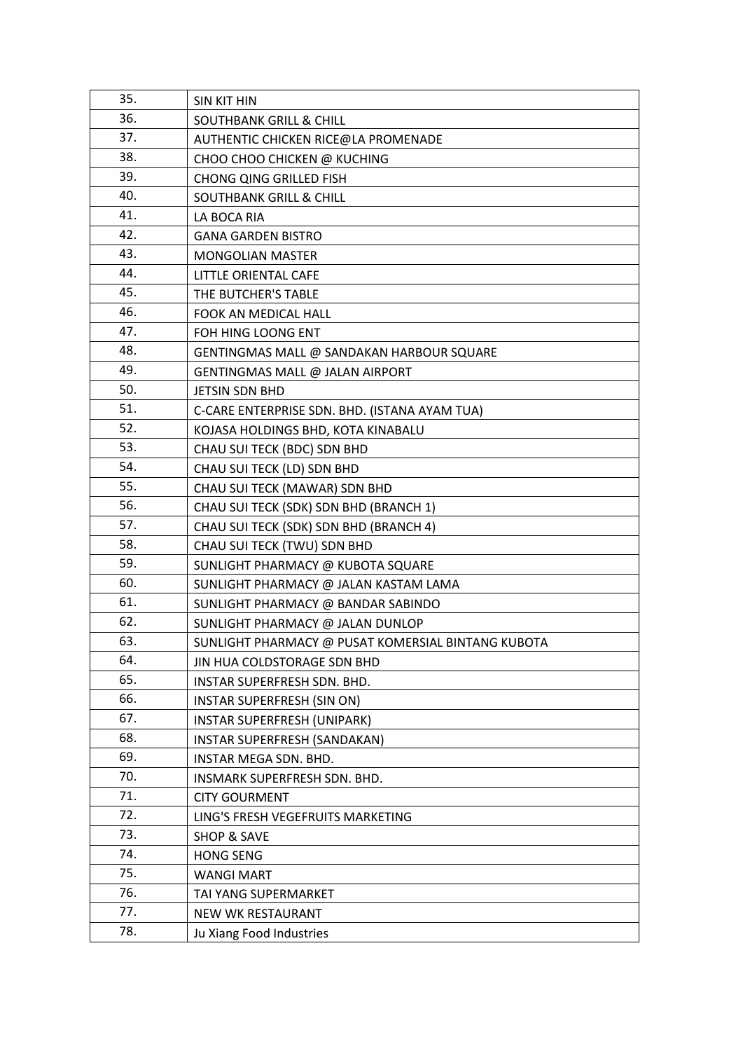| 35. | SIN KIT HIN |
|---|---|
| 36. | SOUTHBANK GRILL & CHILL |
| 37. | AUTHENTIC CHICKEN RICE@LA PROMENADE |
| 38. | CHOO CHOO CHICKEN @ KUCHING |
| 39. | CHONG QING GRILLED FISH |
| 40. | SOUTHBANK GRILL & CHILL |
| 41. | LA BOCA RIA |
| 42. | GANA GARDEN BISTRO |
| 43. | MONGOLIAN MASTER |
| 44. | LITTLE ORIENTAL CAFE |
| 45. | THE BUTCHER'S TABLE |
| 46. | FOOK AN MEDICAL HALL |
| 47. | FOH HING LOONG ENT |
| 48. | GENTINGMAS MALL @ SANDAKAN HARBOUR SQUARE |
| 49. | GENTINGMAS MALL @ JALAN AIRPORT |
| 50. | JETSIN SDN BHD |
| 51. | C-CARE ENTERPRISE SDN. BHD. (ISTANA AYAM TUA) |
| 52. | KOJASA HOLDINGS BHD, KOTA KINABALU |
| 53. | CHAU SUI TECK (BDC) SDN BHD |
| 54. | CHAU SUI TECK (LD) SDN BHD |
| 55. | CHAU SUI TECK (MAWAR) SDN BHD |
| 56. | CHAU SUI TECK (SDK) SDN BHD (BRANCH 1) |
| 57. | CHAU SUI TECK (SDK) SDN BHD (BRANCH 4) |
| 58. | CHAU SUI TECK (TWU) SDN BHD |
| 59. | SUNLIGHT PHARMACY @ KUBOTA SQUARE |
| 60. | SUNLIGHT PHARMACY @ JALAN KASTAM LAMA |
| 61. | SUNLIGHT PHARMACY @ BANDAR SABINDO |
| 62. | SUNLIGHT PHARMACY @ JALAN DUNLOP |
| 63. | SUNLIGHT PHARMACY @ PUSAT KOMERSIAL BINTANG KUBOTA |
| 64. | JIN HUA COLDSTORAGE SDN BHD |
| 65. | INSTAR SUPERFRESH SDN. BHD. |
| 66. | INSTAR SUPERFRESH (SIN ON) |
| 67. | INSTAR SUPERFRESH (UNIPARK) |
| 68. | INSTAR SUPERFRESH (SANDAKAN) |
| 69. | INSTAR MEGA SDN. BHD. |
| 70. | INSMARK SUPERFRESH SDN. BHD. |
| 71. | CITY GOURMENT |
| 72. | LING'S FRESH VEGEFRUITS MARKETING |
| 73. | SHOP & SAVE |
| 74. | HONG SENG |
| 75. | WANGI MART |
| 76. | TAI YANG SUPERMARKET |
| 77. | NEW WK RESTAURANT |
| 78. | Ju Xiang Food Industries |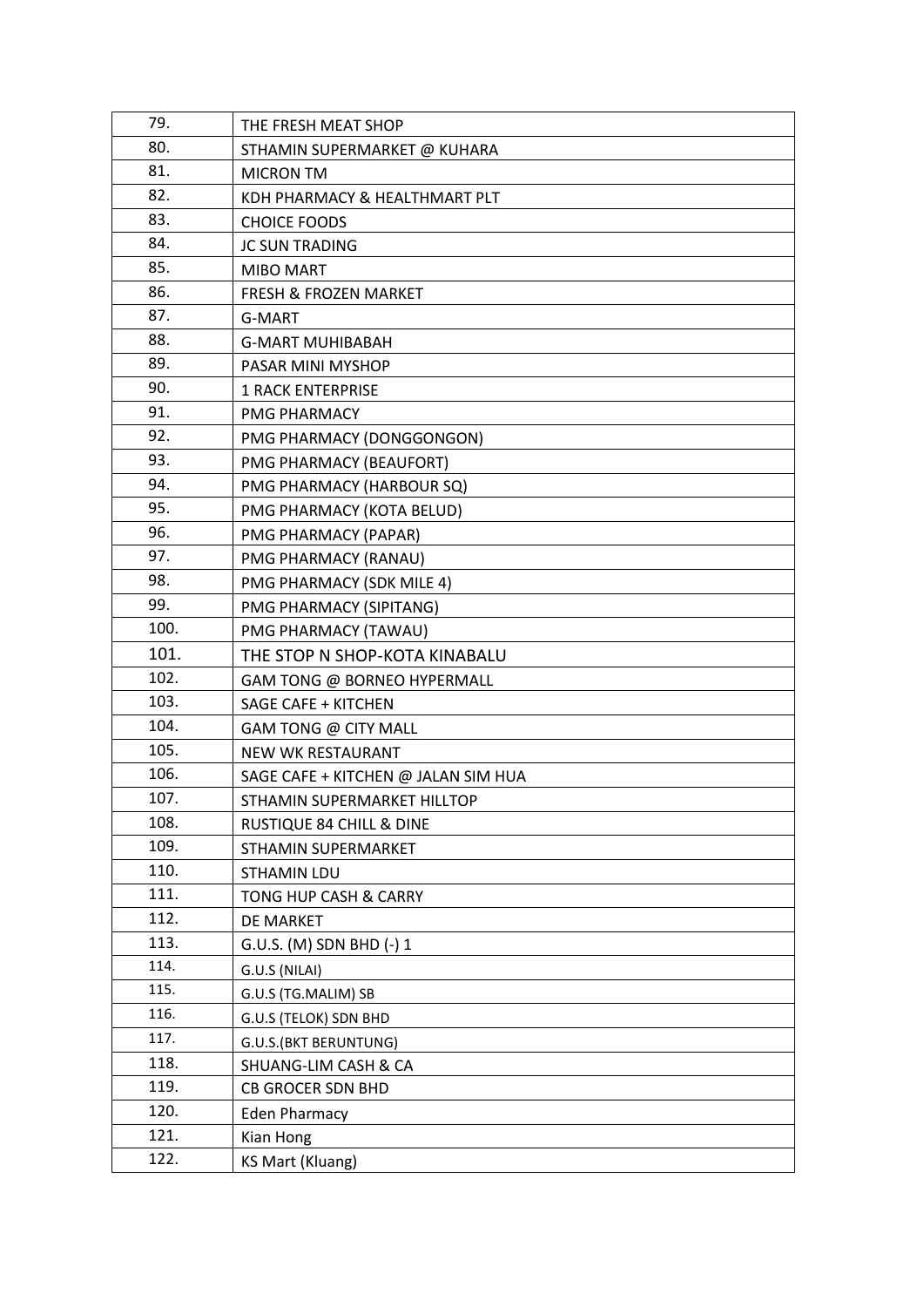| 79. | THE FRESH MEAT SHOP |
|---|---|
| 80. | STHAMIN SUPERMARKET @ KUHARA |
| 81. | MICRON TM |
| 82. | KDH PHARMACY & HEALTHMART PLT |
| 83. | CHOICE FOODS |
| 84. | JC SUN TRADING |
| 85. | MIBO MART |
| 86. | FRESH & FROZEN MARKET |
| 87. | G-MART |
| 88. | G-MART MUHIBABAH |
| 89. | PASAR MINI MYSHOP |
| 90. | 1 RACK ENTERPRISE |
| 91. | PMG PHARMACY |
| 92. | PMG PHARMACY (DONGGONGON) |
| 93. | PMG PHARMACY (BEAUFORT) |
| 94. | PMG PHARMACY (HARBOUR SQ) |
| 95. | PMG PHARMACY (KOTA BELUD) |
| 96. | PMG PHARMACY (PAPAR) |
| 97. | PMG PHARMACY (RANAU) |
| 98. | PMG PHARMACY (SDK MILE 4) |
| 99. | PMG PHARMACY (SIPITANG) |
| 100. | PMG PHARMACY (TAWAU) |
| 101. | THE STOP N SHOP-KOTA KINABALU |
| 102. | GAM TONG @ BORNEO HYPERMALL |
| 103. | SAGE CAFE + KITCHEN |
| 104. | GAM TONG @ CITY MALL |
| 105. | NEW WK RESTAURANT |
| 106. | SAGE CAFE + KITCHEN @ JALAN SIM HUA |
| 107. | STHAMIN SUPERMARKET HILLTOP |
| 108. | RUSTIQUE 84 CHILL & DINE |
| 109. | STHAMIN SUPERMARKET |
| 110. | STHAMIN LDU |
| 111. | TONG HUP CASH & CARRY |
| 112. | DE MARKET |
| 113. | G.U.S. (M) SDN BHD (-) 1 |
| 114. | G.U.S (NILAI) |
| 115. | G.U.S (TG.MALIM) SB |
| 116. | G.U.S (TELOK) SDN BHD |
| 117. | G.U.S.(BKT BERUNTUNG) |
| 118. | SHUANG-LIM CASH & CA |
| 119. | CB GROCER SDN BHD |
| 120. | Eden Pharmacy |
| 121. | Kian Hong |
| 122. | KS Mart (Kluang) |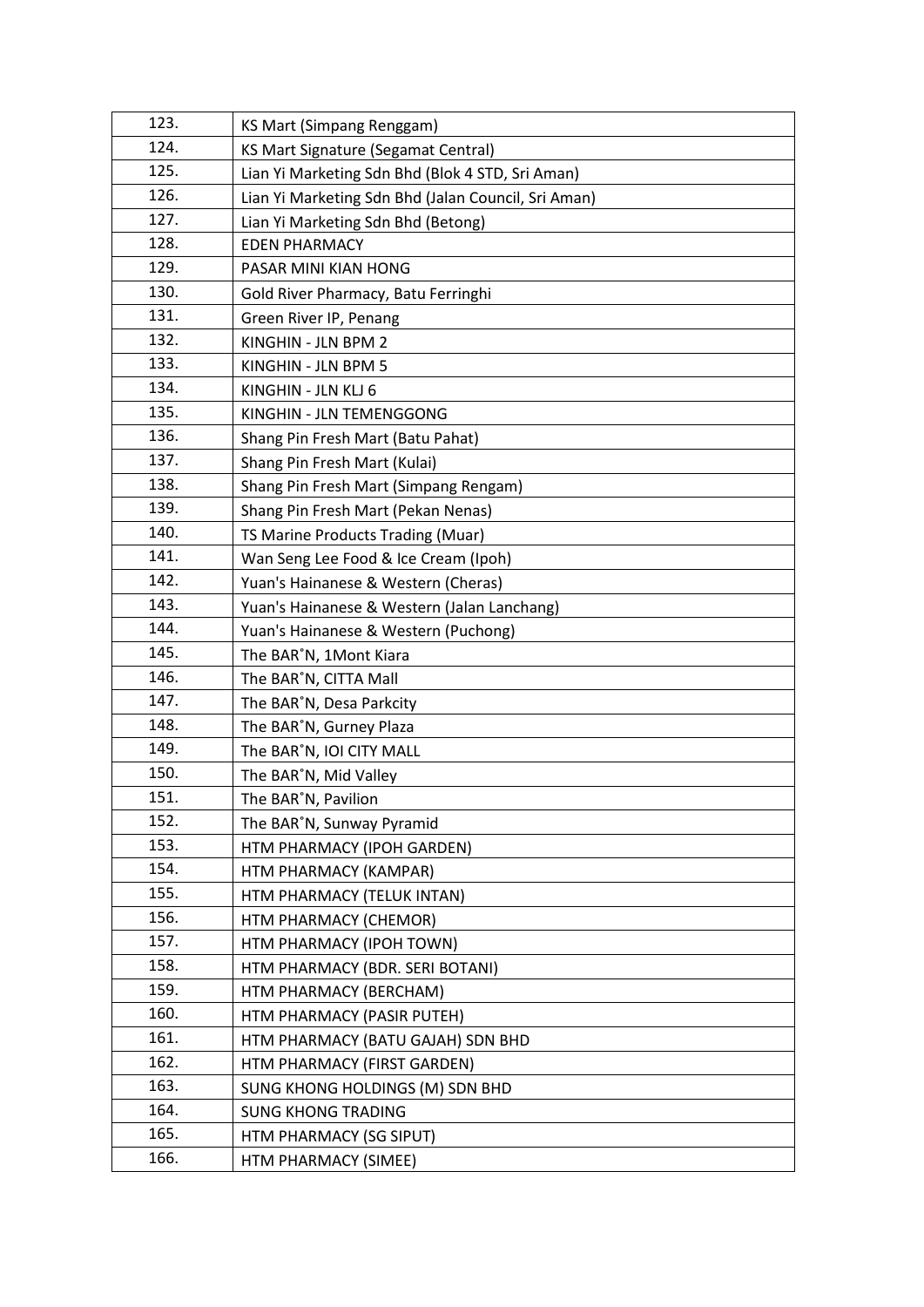| | |
|---|---|
| 123. | KS Mart (Simpang Renggam) |
| 124. | KS Mart Signature (Segamat Central) |
| 125. | Lian Yi Marketing Sdn Bhd (Blok 4 STD, Sri Aman) |
| 126. | Lian Yi Marketing Sdn Bhd (Jalan Council, Sri Aman) |
| 127. | Lian Yi Marketing Sdn Bhd (Betong) |
| 128. | EDEN PHARMACY |
| 129. | PASAR MINI KIAN HONG |
| 130. | Gold River Pharmacy, Batu Ferringhi |
| 131. | Green River IP, Penang |
| 132. | KINGHIN - JLN BPM 2 |
| 133. | KINGHIN - JLN BPM 5 |
| 134. | KINGHIN - JLN KLJ 6 |
| 135. | KINGHIN - JLN TEMENGGONG |
| 136. | Shang Pin Fresh Mart (Batu Pahat) |
| 137. | Shang Pin Fresh Mart (Kulai) |
| 138. | Shang Pin Fresh Mart (Simpang Rengam) |
| 139. | Shang Pin Fresh Mart (Pekan Nenas) |
| 140. | TS Marine Products Trading (Muar) |
| 141. | Wan Seng Lee Food & Ice Cream (Ipoh) |
| 142. | Yuan's Hainanese & Western (Cheras) |
| 143. | Yuan's Hainanese & Western (Jalan Lanchang) |
| 144. | Yuan's Hainanese & Western (Puchong) |
| 145. | The BAR˚N, 1Mont Kiara |
| 146. | The BAR˚N, CITTA Mall |
| 147. | The BAR˚N, Desa Parkcity |
| 148. | The BAR˚N, Gurney Plaza |
| 149. | The BAR˚N, IOI CITY MALL |
| 150. | The BAR˚N, Mid Valley |
| 151. | The BAR˚N, Pavilion |
| 152. | The BAR˚N, Sunway Pyramid |
| 153. | HTM PHARMACY (IPOH GARDEN) |
| 154. | HTM PHARMACY (KAMPAR) |
| 155. | HTM PHARMACY (TELUK INTAN) |
| 156. | HTM PHARMACY (CHEMOR) |
| 157. | HTM PHARMACY (IPOH TOWN) |
| 158. | HTM PHARMACY (BDR. SERI BOTANI) |
| 159. | HTM PHARMACY (BERCHAM) |
| 160. | HTM PHARMACY (PASIR PUTEH) |
| 161. | HTM PHARMACY (BATU GAJAH) SDN BHD |
| 162. | HTM PHARMACY (FIRST GARDEN) |
| 163. | SUNG KHONG HOLDINGS (M) SDN BHD |
| 164. | SUNG KHONG TRADING |
| 165. | HTM PHARMACY (SG SIPUT) |
| 166. | HTM PHARMACY (SIMEE) |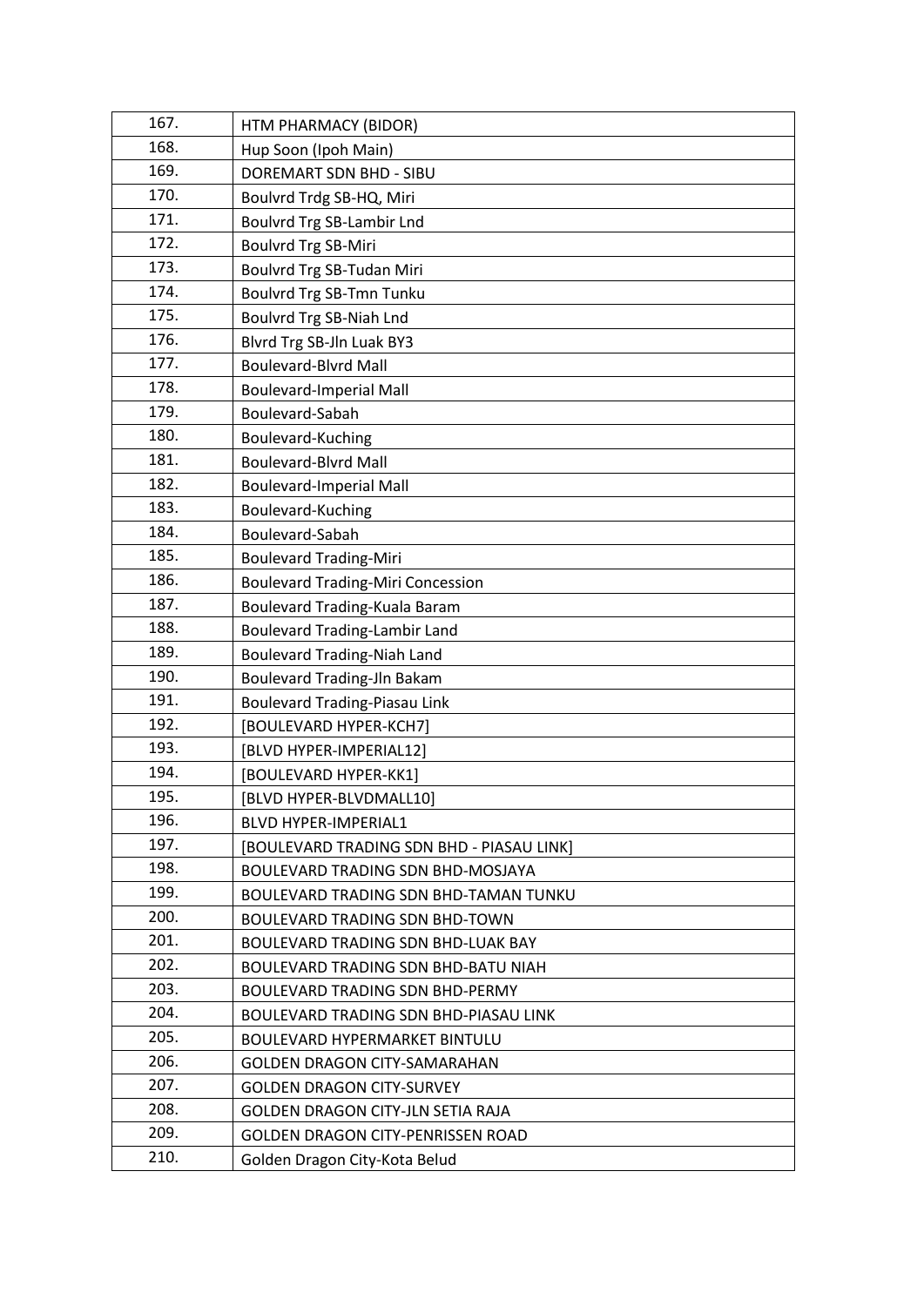| 167. | HTM PHARMACY (BIDOR) |
|---|---|
| 168. | Hup Soon (Ipoh Main) |
| 169. | DOREMART SDN BHD - SIBU |
| 170. | Boulvrd Trdg SB-HQ, Miri |
| 171. | Boulvrd Trg SB-Lambir Lnd |
| 172. | Boulvrd Trg SB-Miri |
| 173. | Boulvrd Trg SB-Tudan Miri |
| 174. | Boulvrd Trg SB-Tmn Tunku |
| 175. | Boulvrd Trg SB-Niah Lnd |
| 176. | Blvrd Trg SB-Jln Luak BY3 |
| 177. | Boulevard-Blvrd Mall |
| 178. | Boulevard-Imperial Mall |
| 179. | Boulevard-Sabah |
| 180. | Boulevard-Kuching |
| 181. | Boulevard-Blvrd Mall |
| 182. | Boulevard-Imperial Mall |
| 183. | Boulevard-Kuching |
| 184. | Boulevard-Sabah |
| 185. | Boulevard Trading-Miri |
| 186. | Boulevard Trading-Miri Concession |
| 187. | Boulevard Trading-Kuala Baram |
| 188. | Boulevard Trading-Lambir Land |
| 189. | Boulevard Trading-Niah Land |
| 190. | Boulevard Trading-Jln Bakam |
| 191. | Boulevard Trading-Piasau Link |
| 192. | [BOULEVARD HYPER-KCH7] |
| 193. | [BLVD HYPER-IMPERIAL12] |
| 194. | [BOULEVARD HYPER-KK1] |
| 195. | [BLVD HYPER-BLVDMALL10] |
| 196. | BLVD HYPER-IMPERIAL1 |
| 197. | [BOULEVARD TRADING SDN BHD - PIASAU LINK] |
| 198. | BOULEVARD TRADING SDN BHD-MOSJAYA |
| 199. | BOULEVARD TRADING SDN BHD-TAMAN TUNKU |
| 200. | BOULEVARD TRADING SDN BHD-TOWN |
| 201. | BOULEVARD TRADING SDN BHD-LUAK BAY |
| 202. | BOULEVARD TRADING SDN BHD-BATU NIAH |
| 203. | BOULEVARD TRADING SDN BHD-PERMY |
| 204. | BOULEVARD TRADING SDN BHD-PIASAU LINK |
| 205. | BOULEVARD HYPERMARKET BINTULU |
| 206. | GOLDEN DRAGON CITY-SAMARAHAN |
| 207. | GOLDEN DRAGON CITY-SURVEY |
| 208. | GOLDEN DRAGON CITY-JLN SETIA RAJA |
| 209. | GOLDEN DRAGON CITY-PENRISSEN ROAD |
| 210. | Golden Dragon City-Kota Belud |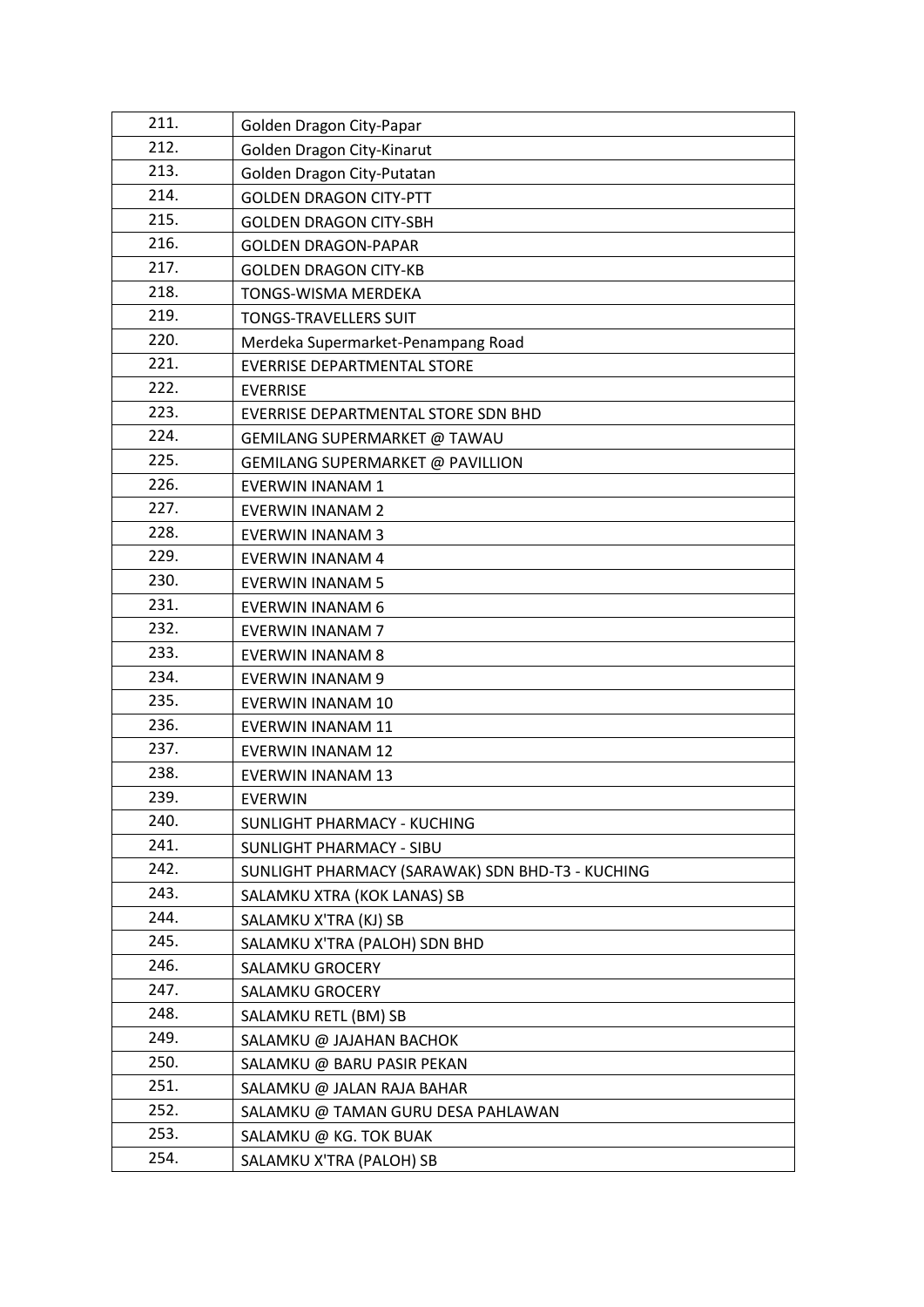| 211. | Golden Dragon City-Papar |
|---|---|
| 212. | Golden Dragon City-Kinarut |
| 213. | Golden Dragon City-Putatan |
| 214. | GOLDEN DRAGON CITY-PTT |
| 215. | GOLDEN DRAGON CITY-SBH |
| 216. | GOLDEN DRAGON-PAPAR |
| 217. | GOLDEN DRAGON CITY-KB |
| 218. | TONGS-WISMA MERDEKA |
| 219. | TONGS-TRAVELLERS SUIT |
| 220. | Merdeka Supermarket-Penampang Road |
| 221. | EVERRISE DEPARTMENTAL STORE |
| 222. | EVERRISE |
| 223. | EVERRISE DEPARTMENTAL STORE SDN BHD |
| 224. | GEMILANG SUPERMARKET @ TAWAU |
| 225. | GEMILANG SUPERMARKET @ PAVILLION |
| 226. | EVERWIN INANAM 1 |
| 227. | EVERWIN INANAM 2 |
| 228. | EVERWIN INANAM 3 |
| 229. | EVERWIN INANAM 4 |
| 230. | EVERWIN INANAM 5 |
| 231. | EVERWIN INANAM 6 |
| 232. | EVERWIN INANAM 7 |
| 233. | EVERWIN INANAM 8 |
| 234. | EVERWIN INANAM 9 |
| 235. | EVERWIN INANAM 10 |
| 236. | EVERWIN INANAM 11 |
| 237. | EVERWIN INANAM 12 |
| 238. | EVERWIN INANAM 13 |
| 239. | EVERWIN |
| 240. | SUNLIGHT PHARMACY - KUCHING |
| 241. | SUNLIGHT PHARMACY - SIBU |
| 242. | SUNLIGHT PHARMACY (SARAWAK) SDN BHD-T3 - KUCHING |
| 243. | SALAMKU XTRA (KOK LANAS) SB |
| 244. | SALAMKU X'TRA (KJ) SB |
| 245. | SALAMKU X'TRA (PALOH) SDN BHD |
| 246. | SALAMKU GROCERY |
| 247. | SALAMKU GROCERY |
| 248. | SALAMKU RETL (BM) SB |
| 249. | SALAMKU @ JAJAHAN BACHOK |
| 250. | SALAMKU @ BARU PASIR PEKAN |
| 251. | SALAMKU @ JALAN RAJA BAHAR |
| 252. | SALAMKU @ TAMAN GURU DESA PAHLAWAN |
| 253. | SALAMKU @ KG. TOK BUAK |
| 254. | SALAMKU X'TRA (PALOH) SB |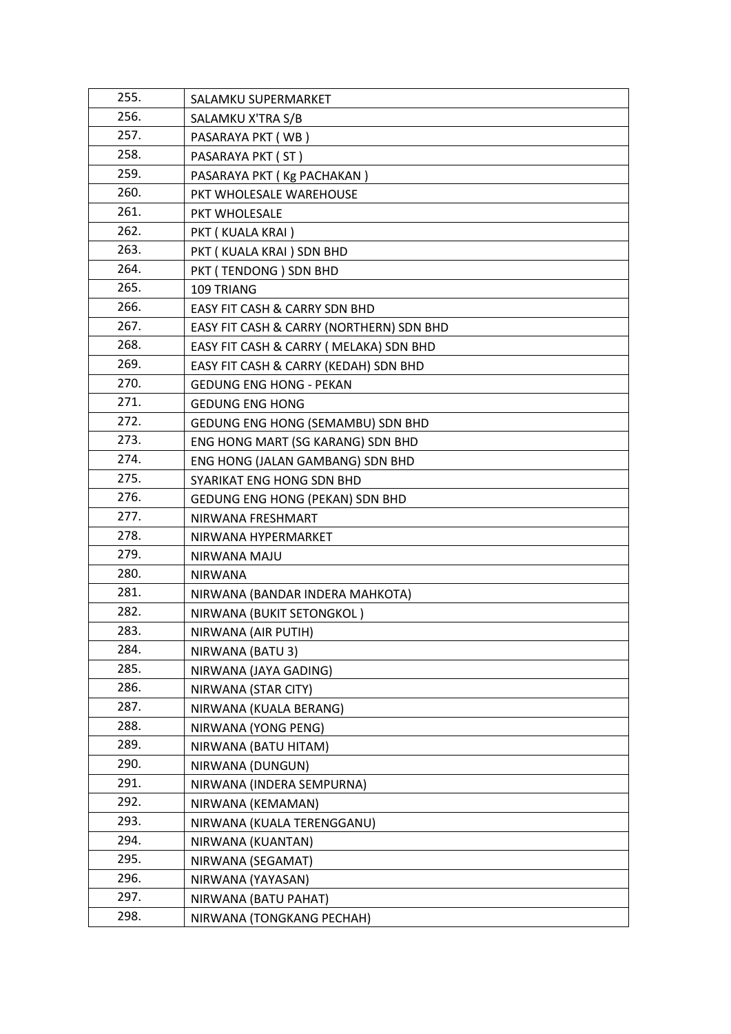| | |
|---|---|
| 255. | SALAMKU SUPERMARKET |
| 256. | SALAMKU X'TRA S/B |
| 257. | PASARAYA PKT ( WB ) |
| 258. | PASARAYA PKT ( ST ) |
| 259. | PASARAYA PKT ( Kg PACHAKAN ) |
| 260. | PKT WHOLESALE WAREHOUSE |
| 261. | PKT WHOLESALE |
| 262. | PKT ( KUALA KRAI ) |
| 263. | PKT ( KUALA KRAI ) SDN BHD |
| 264. | PKT ( TENDONG ) SDN BHD |
| 265. | 109 TRIANG |
| 266. | EASY FIT CASH & CARRY SDN BHD |
| 267. | EASY FIT CASH & CARRY (NORTHERN) SDN BHD |
| 268. | EASY FIT CASH & CARRY ( MELAKA) SDN BHD |
| 269. | EASY FIT CASH & CARRY (KEDAH) SDN BHD |
| 270. | GEDUNG ENG HONG - PEKAN |
| 271. | GEDUNG ENG HONG |
| 272. | GEDUNG ENG HONG (SEMAMBU) SDN BHD |
| 273. | ENG HONG MART (SG KARANG) SDN BHD |
| 274. | ENG HONG (JALAN GAMBANG) SDN BHD |
| 275. | SYARIKAT ENG HONG SDN BHD |
| 276. | GEDUNG ENG HONG (PEKAN) SDN BHD |
| 277. | NIRWANA FRESHMART |
| 278. | NIRWANA HYPERMARKET |
| 279. | NIRWANA MAJU |
| 280. | NIRWANA |
| 281. | NIRWANA (BANDAR INDERA MAHKOTA) |
| 282. | NIRWANA (BUKIT SETONGKOL ) |
| 283. | NIRWANA (AIR PUTIH) |
| 284. | NIRWANA (BATU 3) |
| 285. | NIRWANA (JAYA GADING) |
| 286. | NIRWANA (STAR CITY) |
| 287. | NIRWANA (KUALA BERANG) |
| 288. | NIRWANA (YONG PENG) |
| 289. | NIRWANA (BATU HITAM) |
| 290. | NIRWANA (DUNGUN) |
| 291. | NIRWANA (INDERA SEMPURNA) |
| 292. | NIRWANA (KEMAMAN) |
| 293. | NIRWANA (KUALA TERENGGANU) |
| 294. | NIRWANA (KUANTAN) |
| 295. | NIRWANA (SEGAMAT) |
| 296. | NIRWANA (YAYASAN) |
| 297. | NIRWANA (BATU PAHAT) |
| 298. | NIRWANA (TONGKANG PECHAH) |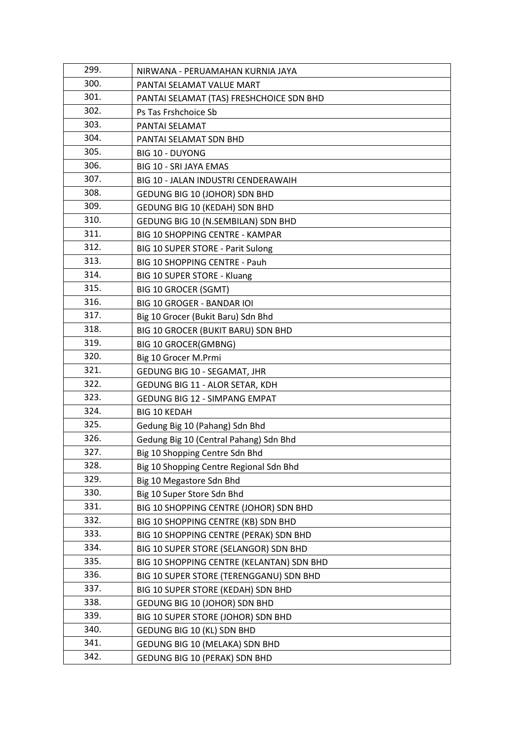| 299. | NIRWANA - PERUAMAHAN KURNIA JAYA |
|---|---|
| 300. | PANTAI SELAMAT VALUE MART |
| 301. | PANTAI SELAMAT (TAS) FRESHCHOICE SDN BHD |
| 302. | Ps Tas Frshchoice Sb |
| 303. | PANTAI SELAMAT |
| 304. | PANTAI SELAMAT SDN BHD |
| 305. | BIG 10 - DUYONG |
| 306. | BIG 10 - SRI JAYA EMAS |
| 307. | BIG 10 - JALAN INDUSTRI CENDERAWAIH |
| 308. | GEDUNG BIG 10 (JOHOR) SDN BHD |
| 309. | GEDUNG BIG 10 (KEDAH) SDN BHD |
| 310. | GEDUNG BIG 10 (N.SEMBILAN) SDN BHD |
| 311. | BIG 10 SHOPPING CENTRE - KAMPAR |
| 312. | BIG 10 SUPER STORE - Parit Sulong |
| 313. | BIG 10 SHOPPING CENTRE - Pauh |
| 314. | BIG 10 SUPER STORE - Kluang |
| 315. | BIG 10 GROCER (SGMT) |
| 316. | BIG 10 GROGER - BANDAR IOI |
| 317. | Big 10 Grocer (Bukit Baru) Sdn Bhd |
| 318. | BIG 10 GROCER (BUKIT BARU) SDN BHD |
| 319. | BIG 10 GROCER(GMBNG) |
| 320. | Big 10 Grocer M.Prmi |
| 321. | GEDUNG BIG 10 - SEGAMAT, JHR |
| 322. | GEDUNG BIG 11 - ALOR SETAR, KDH |
| 323. | GEDUNG BIG 12 - SIMPANG EMPAT |
| 324. | BIG 10 KEDAH |
| 325. | Gedung Big 10 (Pahang) Sdn Bhd |
| 326. | Gedung Big 10 (Central Pahang) Sdn Bhd |
| 327. | Big 10 Shopping Centre Sdn Bhd |
| 328. | Big 10 Shopping Centre Regional Sdn Bhd |
| 329. | Big 10 Megastore Sdn Bhd |
| 330. | Big 10 Super Store Sdn Bhd |
| 331. | BIG 10 SHOPPING CENTRE (JOHOR) SDN BHD |
| 332. | BIG 10 SHOPPING CENTRE (KB) SDN BHD |
| 333. | BIG 10 SHOPPING CENTRE (PERAK) SDN BHD |
| 334. | BIG 10 SUPER STORE (SELANGOR) SDN BHD |
| 335. | BIG 10 SHOPPING CENTRE (KELANTAN) SDN BHD |
| 336. | BIG 10 SUPER STORE (TERENGGANU) SDN BHD |
| 337. | BIG 10 SUPER STORE (KEDAH) SDN BHD |
| 338. | GEDUNG BIG 10 (JOHOR) SDN BHD |
| 339. | BIG 10 SUPER STORE (JOHOR) SDN BHD |
| 340. | GEDUNG BIG 10 (KL) SDN BHD |
| 341. | GEDUNG BIG 10 (MELAKA) SDN BHD |
| 342. | GEDUNG BIG 10 (PERAK) SDN BHD |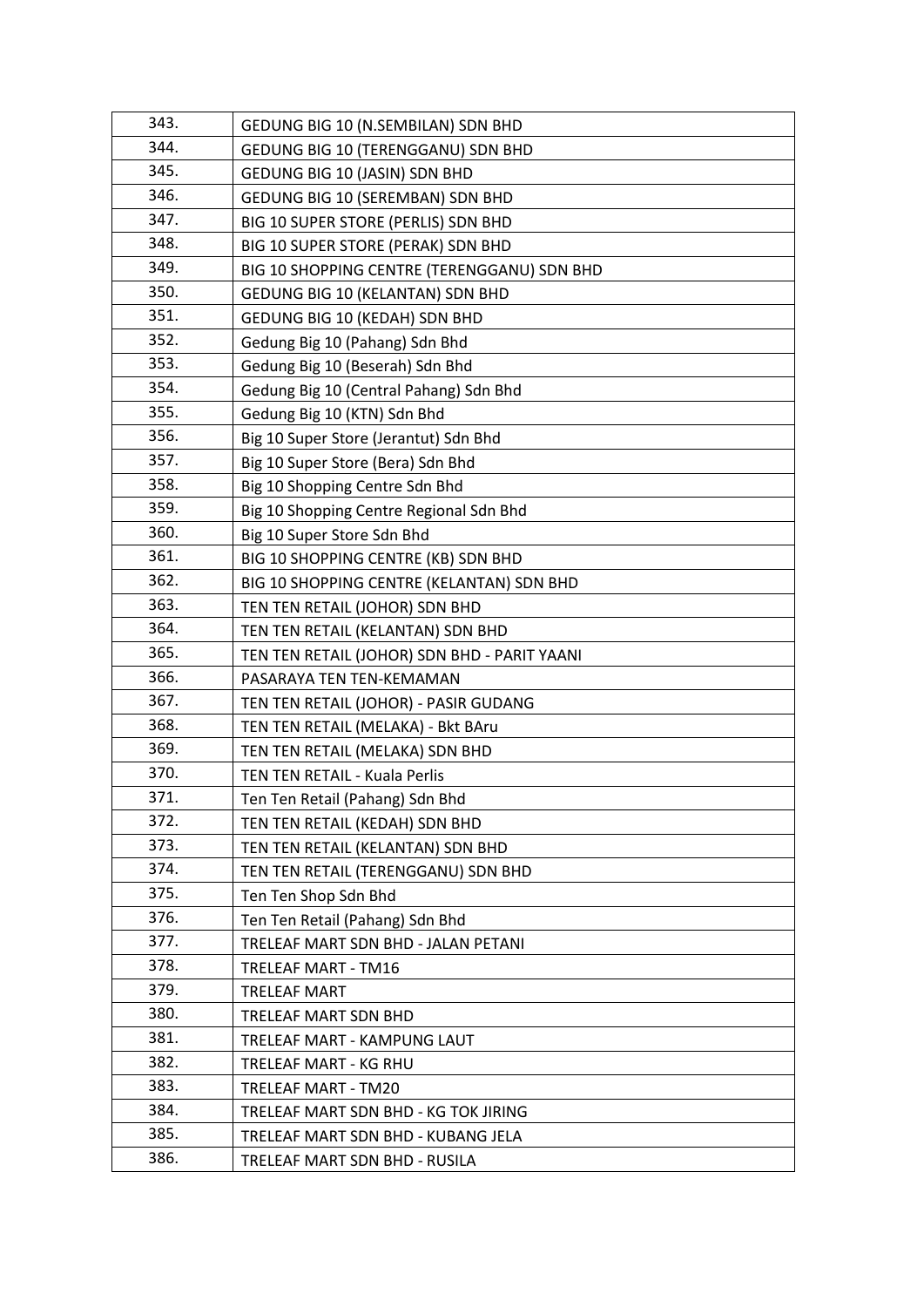| | |
|---|---|
| 343. | GEDUNG BIG 10 (N.SEMBILAN) SDN BHD |
| 344. | GEDUNG BIG 10 (TERENGGANU) SDN BHD |
| 345. | GEDUNG BIG 10 (JASIN) SDN BHD |
| 346. | GEDUNG BIG 10 (SEREMBAN) SDN BHD |
| 347. | BIG 10 SUPER STORE (PERLIS) SDN BHD |
| 348. | BIG 10 SUPER STORE (PERAK) SDN BHD |
| 349. | BIG 10 SHOPPING CENTRE (TERENGGANU) SDN BHD |
| 350. | GEDUNG BIG 10 (KELANTAN) SDN BHD |
| 351. | GEDUNG BIG 10 (KEDAH) SDN BHD |
| 352. | Gedung Big 10 (Pahang) Sdn Bhd |
| 353. | Gedung Big 10 (Beserah) Sdn Bhd |
| 354. | Gedung Big 10 (Central Pahang) Sdn Bhd |
| 355. | Gedung Big 10 (KTN) Sdn Bhd |
| 356. | Big 10 Super Store (Jerantut) Sdn Bhd |
| 357. | Big 10 Super Store (Bera) Sdn Bhd |
| 358. | Big 10 Shopping Centre Sdn Bhd |
| 359. | Big 10 Shopping Centre Regional Sdn Bhd |
| 360. | Big 10 Super Store Sdn Bhd |
| 361. | BIG 10 SHOPPING CENTRE (KB) SDN BHD |
| 362. | BIG 10 SHOPPING CENTRE (KELANTAN) SDN BHD |
| 363. | TEN TEN RETAIL (JOHOR) SDN BHD |
| 364. | TEN TEN RETAIL (KELANTAN) SDN BHD |
| 365. | TEN TEN RETAIL (JOHOR) SDN BHD - PARIT YAANI |
| 366. | PASARAYA TEN TEN-KEMAMAN |
| 367. | TEN TEN RETAIL (JOHOR) - PASIR GUDANG |
| 368. | TEN TEN RETAIL (MELAKA) - Bkt BAru |
| 369. | TEN TEN RETAIL (MELAKA) SDN BHD |
| 370. | TEN TEN RETAIL - Kuala Perlis |
| 371. | Ten Ten Retail (Pahang) Sdn Bhd |
| 372. | TEN TEN RETAIL (KEDAH) SDN BHD |
| 373. | TEN TEN RETAIL (KELANTAN) SDN BHD |
| 374. | TEN TEN RETAIL (TERENGGANU) SDN BHD |
| 375. | Ten Ten Shop Sdn Bhd |
| 376. | Ten Ten Retail (Pahang) Sdn Bhd |
| 377. | TRELEAF MART SDN BHD - JALAN PETANI |
| 378. | TRELEAF MART - TM16 |
| 379. | TRELEAF MART |
| 380. | TRELEAF MART SDN BHD |
| 381. | TRELEAF MART - KAMPUNG LAUT |
| 382. | TRELEAF MART - KG RHU |
| 383. | TRELEAF MART - TM20 |
| 384. | TRELEAF MART SDN BHD - KG TOK JIRING |
| 385. | TRELEAF MART SDN BHD - KUBANG JELA |
| 386. | TRELEAF MART SDN BHD - RUSILA |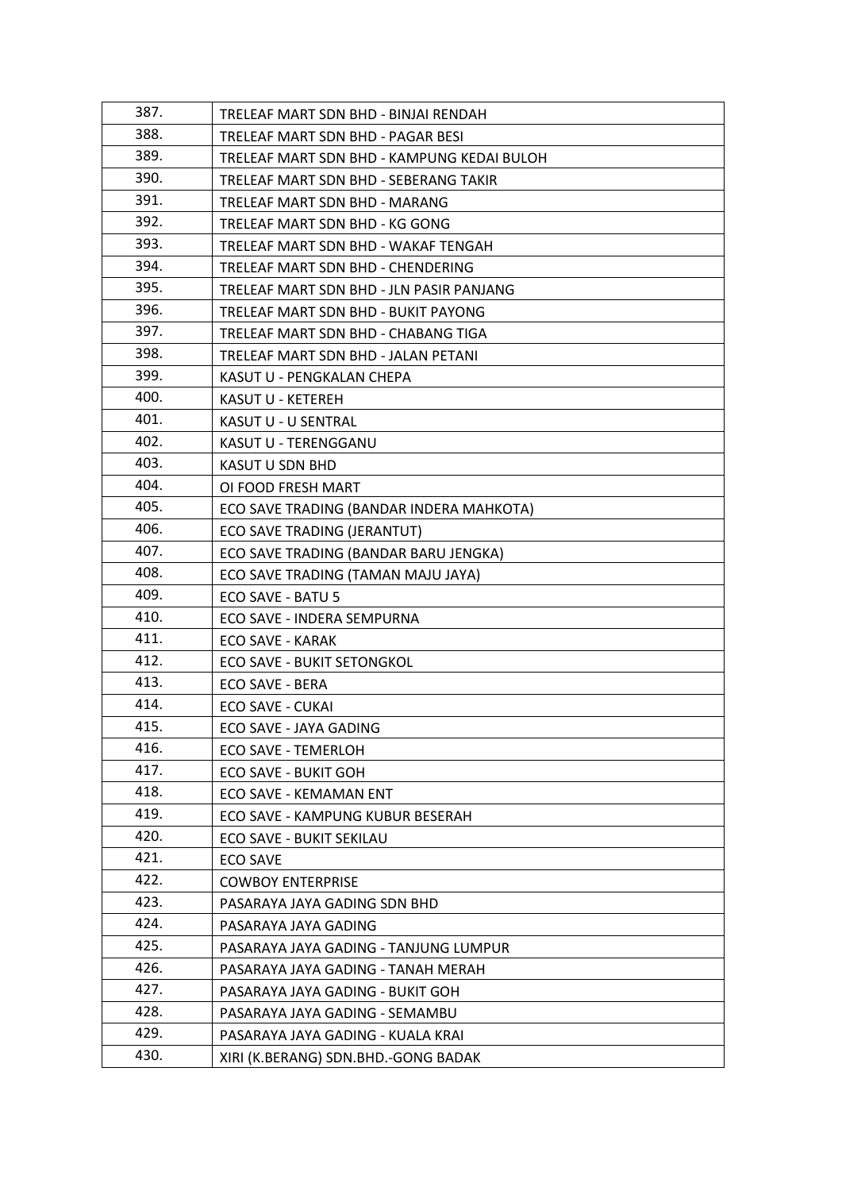| | |
|---|---|
| 387. | TRELEAF MART SDN BHD - BINJAI RENDAH |
| 388. | TRELEAF MART SDN BHD - PAGAR BESI |
| 389. | TRELEAF MART SDN BHD - KAMPUNG KEDAI BULOH |
| 390. | TRELEAF MART SDN BHD - SEBERANG TAKIR |
| 391. | TRELEAF MART SDN BHD - MARANG |
| 392. | TRELEAF MART SDN BHD - KG GONG |
| 393. | TRELEAF MART SDN BHD - WAKAF TENGAH |
| 394. | TRELEAF MART SDN BHD - CHENDERING |
| 395. | TRELEAF MART SDN BHD - JLN PASIR PANJANG |
| 396. | TRELEAF MART SDN BHD - BUKIT PAYONG |
| 397. | TRELEAF MART SDN BHD - CHABANG TIGA |
| 398. | TRELEAF MART SDN BHD - JALAN PETANI |
| 399. | KASUT U - PENGKALAN CHEPA |
| 400. | KASUT U - KETEREH |
| 401. | KASUT U - U SENTRAL |
| 402. | KASUT U - TERENGGANU |
| 403. | KASUT U SDN BHD |
| 404. | OI FOOD FRESH MART |
| 405. | ECO SAVE TRADING (BANDAR INDERA MAHKOTA) |
| 406. | ECO SAVE TRADING (JERANTUT) |
| 407. | ECO SAVE TRADING (BANDAR BARU JENGKA) |
| 408. | ECO SAVE TRADING (TAMAN MAJU JAYA) |
| 409. | ECO SAVE - BATU 5 |
| 410. | ECO SAVE - INDERA SEMPURNA |
| 411. | ECO SAVE - KARAK |
| 412. | ECO SAVE - BUKIT SETONGKOL |
| 413. | ECO SAVE - BERA |
| 414. | ECO SAVE - CUKAI |
| 415. | ECO SAVE - JAYA GADING |
| 416. | ECO SAVE - TEMERLOH |
| 417. | ECO SAVE - BUKIT GOH |
| 418. | ECO SAVE - KEMAMAN ENT |
| 419. | ECO SAVE - KAMPUNG KUBUR BESERAH |
| 420. | ECO SAVE - BUKIT SEKILAU |
| 421. | ECO SAVE |
| 422. | COWBOY ENTERPRISE |
| 423. | PASARAYA JAYA GADING SDN BHD |
| 424. | PASARAYA JAYA GADING |
| 425. | PASARAYA JAYA GADING - TANJUNG LUMPUR |
| 426. | PASARAYA JAYA GADING - TANAH MERAH |
| 427. | PASARAYA JAYA GADING - BUKIT GOH |
| 428. | PASARAYA JAYA GADING - SEMAMBU |
| 429. | PASARAYA JAYA GADING - KUALA KRAI |
| 430. | XIRI (K.BERANG) SDN.BHD.-GONG BADAK |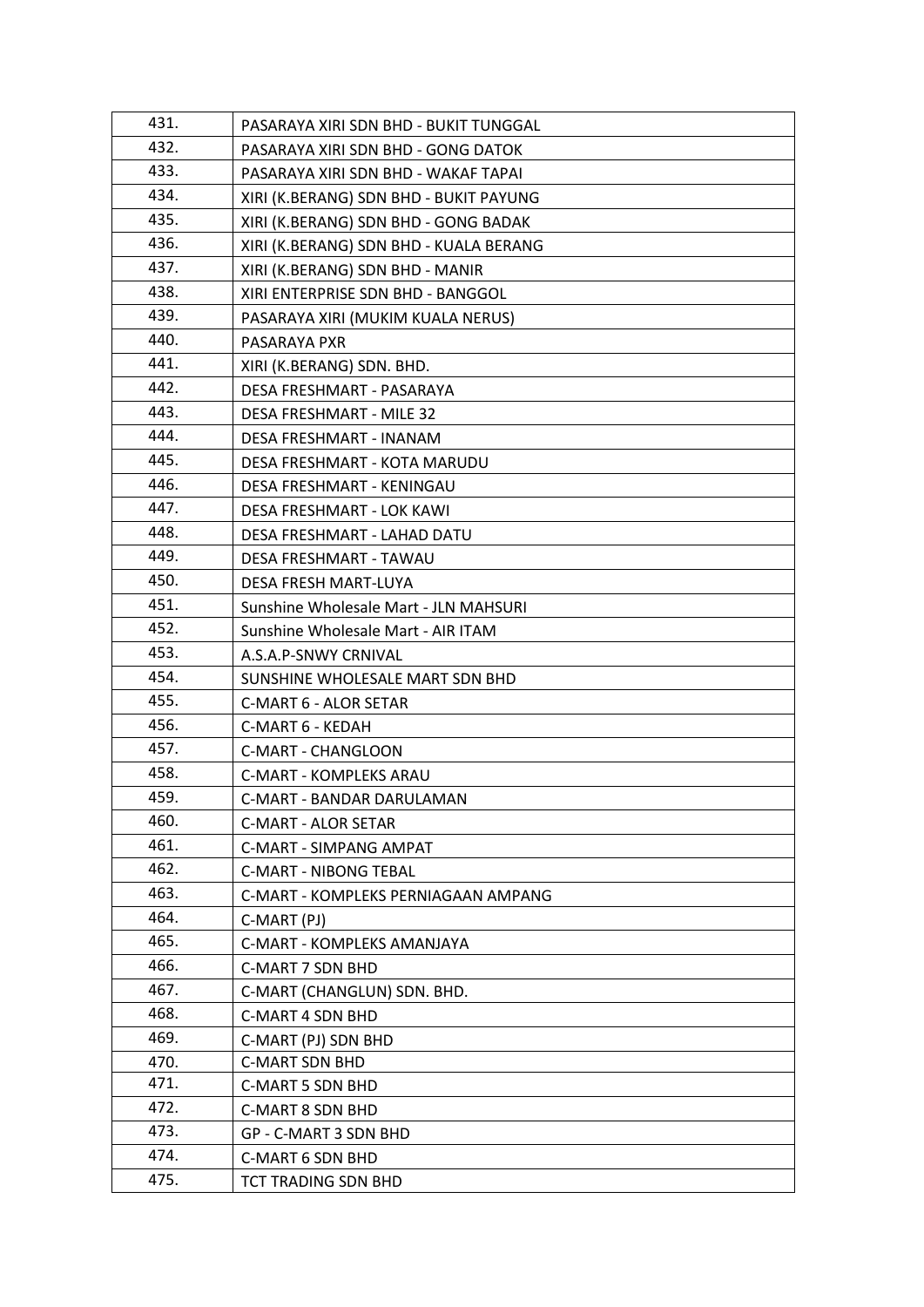| | |
|---|---|
| 431. | PASARAYA XIRI SDN BHD - BUKIT TUNGGAL |
| 432. | PASARAYA XIRI SDN BHD - GONG DATOK |
| 433. | PASARAYA XIRI SDN BHD - WAKAF TAPAI |
| 434. | XIRI (K.BERANG) SDN BHD - BUKIT PAYUNG |
| 435. | XIRI (K.BERANG) SDN BHD - GONG BADAK |
| 436. | XIRI (K.BERANG) SDN BHD - KUALA BERANG |
| 437. | XIRI (K.BERANG) SDN BHD - MANIR |
| 438. | XIRI ENTERPRISE SDN BHD - BANGGOL |
| 439. | PASARAYA XIRI (MUKIM KUALA NERUS) |
| 440. | PASARAYA PXR |
| 441. | XIRI (K.BERANG) SDN. BHD. |
| 442. | DESA FRESHMART - PASARAYA |
| 443. | DESA FRESHMART - MILE 32 |
| 444. | DESA FRESHMART - INANAM |
| 445. | DESA FRESHMART - KOTA MARUDU |
| 446. | DESA FRESHMART - KENINGAU |
| 447. | DESA FRESHMART - LOK KAWI |
| 448. | DESA FRESHMART - LAHAD DATU |
| 449. | DESA FRESHMART - TAWAU |
| 450. | DESA FRESH MART-LUYA |
| 451. | Sunshine Wholesale Mart - JLN MAHSURI |
| 452. | Sunshine Wholesale Mart - AIR ITAM |
| 453. | A.S.A.P-SNWY CRNIVAL |
| 454. | SUNSHINE WHOLESALE MART SDN BHD |
| 455. | C-MART 6 - ALOR SETAR |
| 456. | C-MART 6 - KEDAH |
| 457. | C-MART - CHANGLOON |
| 458. | C-MART - KOMPLEKS ARAU |
| 459. | C-MART - BANDAR DARULAMAN |
| 460. | C-MART - ALOR SETAR |
| 461. | C-MART - SIMPANG AMPAT |
| 462. | C-MART - NIBONG TEBAL |
| 463. | C-MART - KOMPLEKS PERNIAGAAN AMPANG |
| 464. | C-MART (PJ) |
| 465. | C-MART - KOMPLEKS AMANJAYA |
| 466. | C-MART 7 SDN BHD |
| 467. | C-MART (CHANGLUN) SDN. BHD. |
| 468. | C-MART 4 SDN BHD |
| 469. | C-MART (PJ) SDN BHD |
| 470. | C-MART SDN BHD |
| 471. | C-MART 5 SDN BHD |
| 472. | C-MART 8 SDN BHD |
| 473. | GP - C-MART 3 SDN BHD |
| 474. | C-MART 6 SDN BHD |
| 475. | TCT TRADING SDN BHD |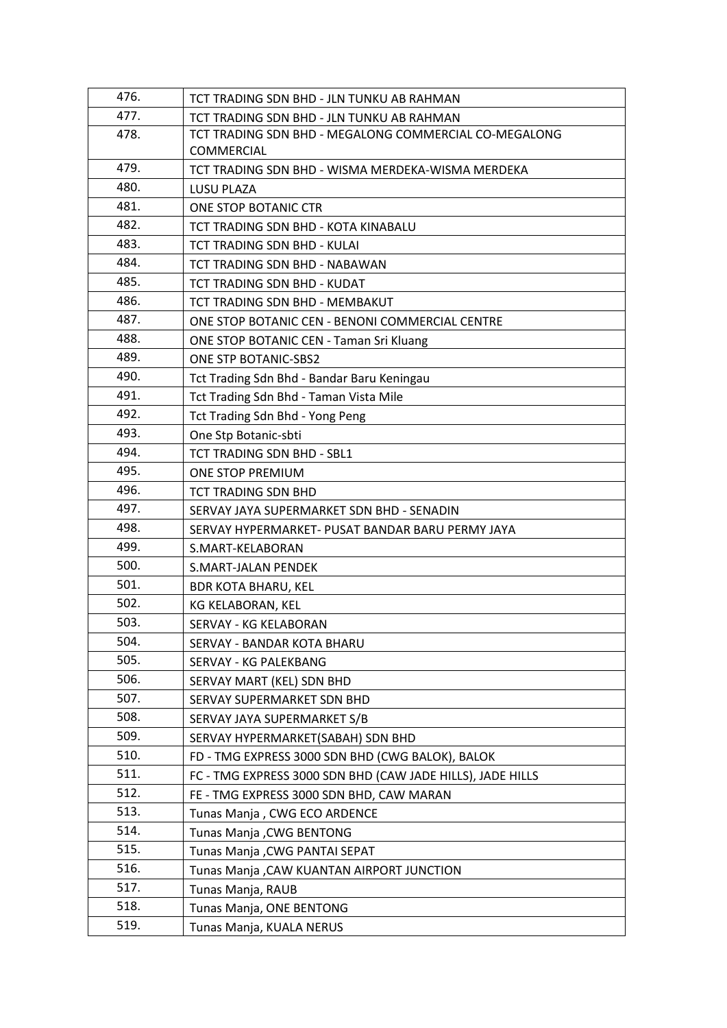| | |
|---|---|
| 476. | TCT TRADING SDN BHD - JLN TUNKU AB RAHMAN |
| 477. | TCT TRADING SDN BHD - JLN TUNKU AB RAHMAN |
| 478. | TCT TRADING SDN BHD - MEGALONG COMMERCIAL CO-MEGALONG COMMERCIAL |
| 479. | TCT TRADING SDN BHD - WISMA MERDEKA-WISMA MERDEKA |
| 480. | LUSU PLAZA |
| 481. | ONE STOP BOTANIC CTR |
| 482. | TCT TRADING SDN BHD - KOTA KINABALU |
| 483. | TCT TRADING SDN BHD - KULAI |
| 484. | TCT TRADING SDN BHD - NABAWAN |
| 485. | TCT TRADING SDN BHD - KUDAT |
| 486. | TCT TRADING SDN BHD - MEMBAKUT |
| 487. | ONE STOP BOTANIC CEN - BENONI COMMERCIAL CENTRE |
| 488. | ONE STOP BOTANIC CEN - Taman Sri Kluang |
| 489. | ONE STP BOTANIC-SBS2 |
| 490. | Tct Trading Sdn Bhd - Bandar Baru Keningau |
| 491. | Tct Trading Sdn Bhd - Taman Vista Mile |
| 492. | Tct Trading Sdn Bhd - Yong Peng |
| 493. | One Stp Botanic-sbti |
| 494. | TCT TRADING SDN BHD - SBL1 |
| 495. | ONE STOP PREMIUM |
| 496. | TCT TRADING SDN BHD |
| 497. | SERVAY JAYA SUPERMARKET SDN BHD - SENADIN |
| 498. | SERVAY HYPERMARKET- PUSAT BANDAR BARU PERMY JAYA |
| 499. | S.MART-KELABORAN |
| 500. | S.MART-JALAN PENDEK |
| 501. | BDR KOTA BHARU, KEL |
| 502. | KG KELABORAN, KEL |
| 503. | SERVAY - KG KELABORAN |
| 504. | SERVAY - BANDAR KOTA BHARU |
| 505. | SERVAY - KG PALEKBANG |
| 506. | SERVAY MART (KEL) SDN BHD |
| 507. | SERVAY SUPERMARKET SDN BHD |
| 508. | SERVAY JAYA SUPERMARKET S/B |
| 509. | SERVAY HYPERMARKET(SABAH) SDN BHD |
| 510. | FD - TMG EXPRESS 3000 SDN BHD (CWG BALOK), BALOK |
| 511. | FC - TMG EXPRESS 3000 SDN BHD (CAW JADE HILLS), JADE HILLS |
| 512. | FE - TMG EXPRESS 3000 SDN BHD, CAW MARAN |
| 513. | Tunas Manja , CWG ECO ARDENCE |
| 514. | Tunas Manja ,CWG BENTONG |
| 515. | Tunas Manja ,CWG PANTAI SEPAT |
| 516. | Tunas Manja ,CAW KUANTAN AIRPORT JUNCTION |
| 517. | Tunas Manja, RAUB |
| 518. | Tunas Manja, ONE BENTONG |
| 519. | Tunas Manja, KUALA NERUS |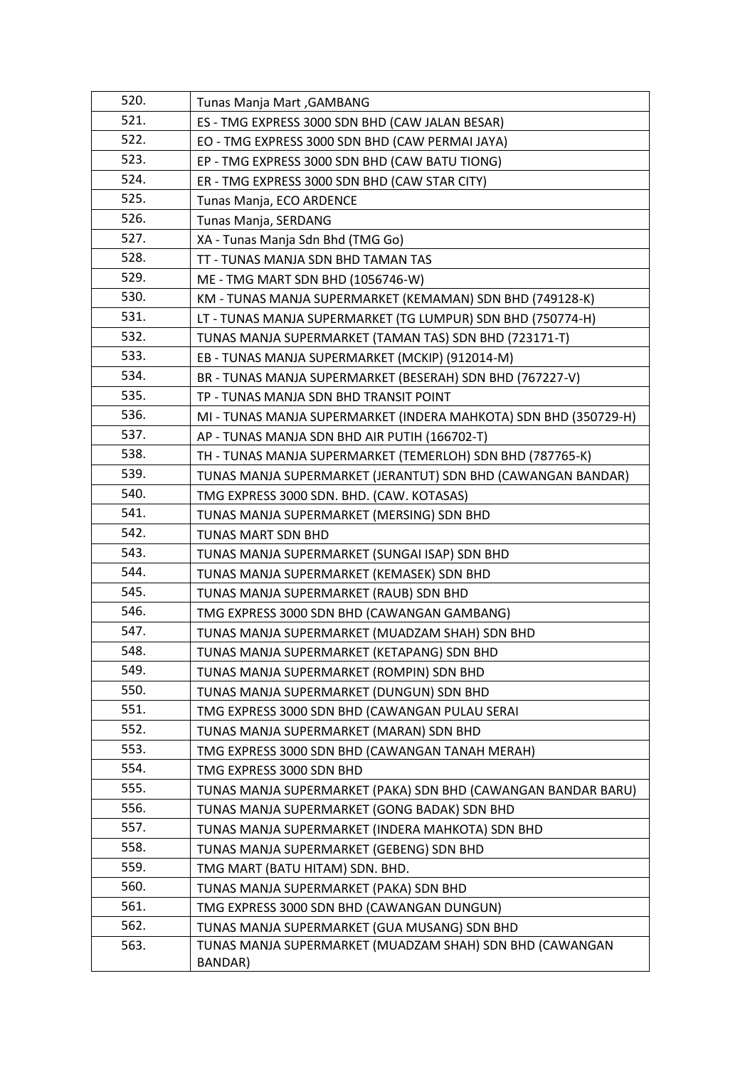| | |
|---|---|
| 520. | Tunas Manja Mart ,GAMBANG |
| 521. | ES - TMG EXPRESS 3000 SDN BHD (CAW JALAN BESAR) |
| 522. | EO - TMG EXPRESS 3000 SDN BHD (CAW PERMAI JAYA) |
| 523. | EP - TMG EXPRESS 3000 SDN BHD (CAW BATU TIONG) |
| 524. | ER - TMG EXPRESS 3000 SDN BHD (CAW STAR CITY) |
| 525. | Tunas Manja, ECO ARDENCE |
| 526. | Tunas Manja, SERDANG |
| 527. | XA - Tunas Manja Sdn Bhd (TMG Go) |
| 528. | TT - TUNAS MANJA SDN BHD TAMAN TAS |
| 529. | ME - TMG MART SDN BHD (1056746-W) |
| 530. | KM - TUNAS MANJA SUPERMARKET (KEMAMAN) SDN BHD (749128-K) |
| 531. | LT - TUNAS MANJA SUPERMARKET (TG LUMPUR) SDN BHD (750774-H) |
| 532. | TUNAS MANJA SUPERMARKET (TAMAN TAS) SDN BHD (723171-T) |
| 533. | EB - TUNAS MANJA SUPERMARKET (MCKIP) (912014-M) |
| 534. | BR - TUNAS MANJA SUPERMARKET (BESERAH) SDN BHD (767227-V) |
| 535. | TP - TUNAS MANJA SDN BHD TRANSIT POINT |
| 536. | MI - TUNAS MANJA SUPERMARKET (INDERA MAHKOTA) SDN BHD (350729-H) |
| 537. | AP - TUNAS MANJA SDN BHD AIR PUTIH (166702-T) |
| 538. | TH - TUNAS MANJA SUPERMARKET (TEMERLOH) SDN BHD (787765-K) |
| 539. | TUNAS MANJA SUPERMARKET (JERANTUT) SDN BHD (CAWANGAN BANDAR) |
| 540. | TMG EXPRESS 3000 SDN. BHD. (CAW. KOTASAS) |
| 541. | TUNAS MANJA SUPERMARKET (MERSING) SDN BHD |
| 542. | TUNAS MART SDN BHD |
| 543. | TUNAS MANJA SUPERMARKET (SUNGAI ISAP) SDN BHD |
| 544. | TUNAS MANJA SUPERMARKET (KEMASEK) SDN BHD |
| 545. | TUNAS MANJA SUPERMARKET (RAUB) SDN BHD |
| 546. | TMG EXPRESS 3000 SDN BHD (CAWANGAN GAMBANG) |
| 547. | TUNAS MANJA SUPERMARKET (MUADZAM SHAH) SDN BHD |
| 548. | TUNAS MANJA SUPERMARKET (KETAPANG) SDN BHD |
| 549. | TUNAS MANJA SUPERMARKET (ROMPIN) SDN BHD |
| 550. | TUNAS MANJA SUPERMARKET (DUNGUN) SDN BHD |
| 551. | TMG EXPRESS 3000 SDN BHD (CAWANGAN PULAU SERAI |
| 552. | TUNAS MANJA SUPERMARKET (MARAN) SDN BHD |
| 553. | TMG EXPRESS 3000 SDN BHD (CAWANGAN TANAH MERAH) |
| 554. | TMG EXPRESS 3000 SDN BHD |
| 555. | TUNAS MANJA SUPERMARKET (PAKA) SDN BHD (CAWANGAN BANDAR BARU) |
| 556. | TUNAS MANJA SUPERMARKET (GONG BADAK) SDN BHD |
| 557. | TUNAS MANJA SUPERMARKET (INDERA MAHKOTA) SDN BHD |
| 558. | TUNAS MANJA SUPERMARKET (GEBENG) SDN BHD |
| 559. | TMG MART (BATU HITAM) SDN. BHD. |
| 560. | TUNAS MANJA SUPERMARKET (PAKA) SDN BHD |
| 561. | TMG EXPRESS 3000 SDN BHD (CAWANGAN DUNGUN) |
| 562. | TUNAS MANJA SUPERMARKET (GUA MUSANG) SDN BHD |
| 563. | TUNAS MANJA SUPERMARKET (MUADZAM SHAH) SDN BHD (CAWANGAN BANDAR) |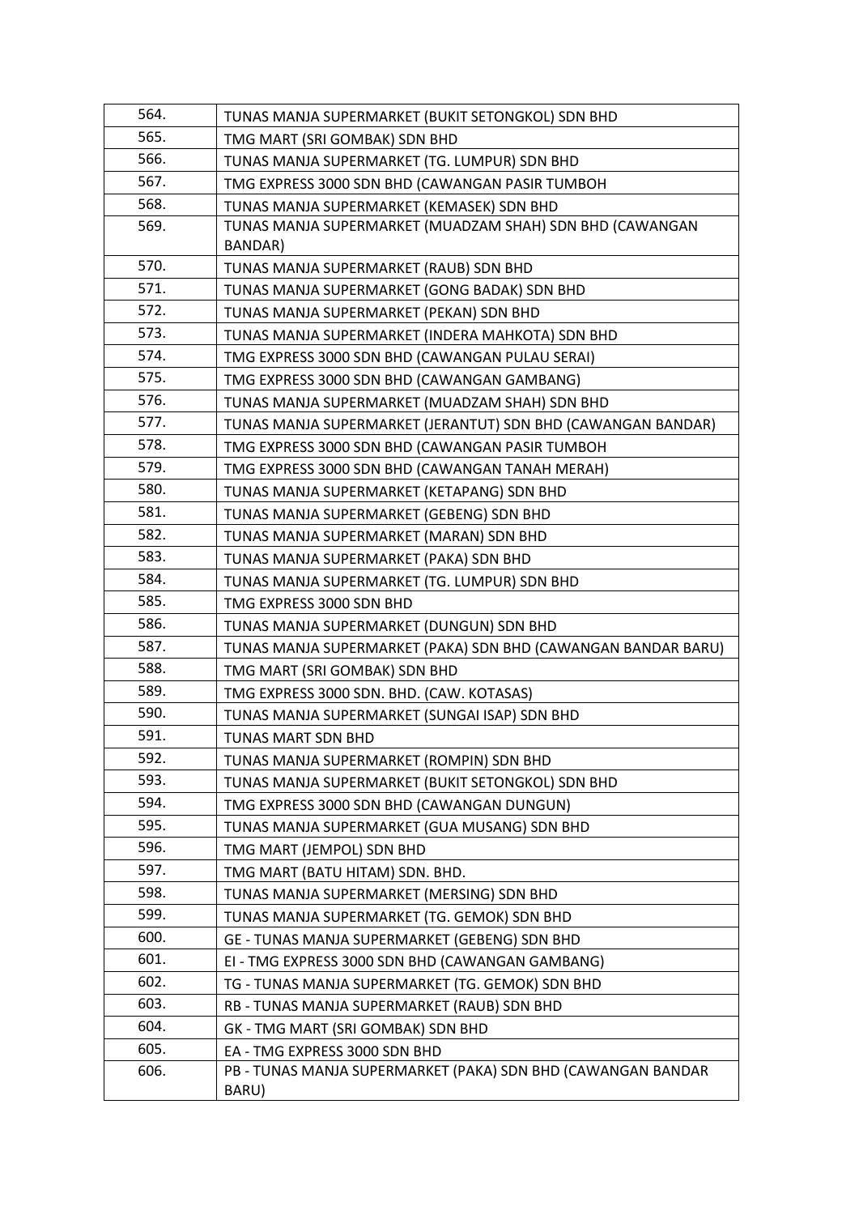| 564. | TUNAS MANJA SUPERMARKET (BUKIT SETONGKOL) SDN BHD |
|---|---|
| 565. | TMG MART (SRI GOMBAK) SDN BHD |
| 566. | TUNAS MANJA SUPERMARKET (TG. LUMPUR) SDN BHD |
| 567. | TMG EXPRESS 3000 SDN BHD (CAWANGAN PASIR TUMBOH |
| 568. | TUNAS MANJA SUPERMARKET (KEMASEK) SDN BHD |
| 569. | TUNAS MANJA SUPERMARKET (MUADZAM SHAH) SDN BHD (CAWANGAN BANDAR) |
| 570. | TUNAS MANJA SUPERMARKET (RAUB) SDN BHD |
| 571. | TUNAS MANJA SUPERMARKET (GONG BADAK) SDN BHD |
| 572. | TUNAS MANJA SUPERMARKET (PEKAN) SDN BHD |
| 573. | TUNAS MANJA SUPERMARKET (INDERA MAHKOTA) SDN BHD |
| 574. | TMG EXPRESS 3000 SDN BHD (CAWANGAN PULAU SERAI) |
| 575. | TMG EXPRESS 3000 SDN BHD (CAWANGAN GAMBANG) |
| 576. | TUNAS MANJA SUPERMARKET (MUADZAM SHAH) SDN BHD |
| 577. | TUNAS MANJA SUPERMARKET (JERANTUT) SDN BHD (CAWANGAN BANDAR) |
| 578. | TMG EXPRESS 3000 SDN BHD (CAWANGAN PASIR TUMBOH |
| 579. | TMG EXPRESS 3000 SDN BHD (CAWANGAN TANAH MERAH) |
| 580. | TUNAS MANJA SUPERMARKET (KETAPANG) SDN BHD |
| 581. | TUNAS MANJA SUPERMARKET (GEBENG) SDN BHD |
| 582. | TUNAS MANJA SUPERMARKET (MARAN) SDN BHD |
| 583. | TUNAS MANJA SUPERMARKET (PAKA) SDN BHD |
| 584. | TUNAS MANJA SUPERMARKET (TG. LUMPUR) SDN BHD |
| 585. | TMG EXPRESS 3000 SDN BHD |
| 586. | TUNAS MANJA SUPERMARKET (DUNGUN) SDN BHD |
| 587. | TUNAS MANJA SUPERMARKET (PAKA) SDN BHD (CAWANGAN BANDAR BARU) |
| 588. | TMG MART (SRI GOMBAK) SDN BHD |
| 589. | TMG EXPRESS 3000 SDN. BHD. (CAW. KOTASAS) |
| 590. | TUNAS MANJA SUPERMARKET (SUNGAI ISAP) SDN BHD |
| 591. | TUNAS MART SDN BHD |
| 592. | TUNAS MANJA SUPERMARKET (ROMPIN) SDN BHD |
| 593. | TUNAS MANJA SUPERMARKET (BUKIT SETONGKOL) SDN BHD |
| 594. | TMG EXPRESS 3000 SDN BHD (CAWANGAN DUNGUN) |
| 595. | TUNAS MANJA SUPERMARKET (GUA MUSANG) SDN BHD |
| 596. | TMG MART (JEMPOL) SDN BHD |
| 597. | TMG MART (BATU HITAM) SDN. BHD. |
| 598. | TUNAS MANJA SUPERMARKET (MERSING) SDN BHD |
| 599. | TUNAS MANJA SUPERMARKET (TG. GEMOK) SDN BHD |
| 600. | GE - TUNAS MANJA SUPERMARKET (GEBENG) SDN BHD |
| 601. | EI - TMG EXPRESS 3000 SDN BHD (CAWANGAN GAMBANG) |
| 602. | TG - TUNAS MANJA SUPERMARKET (TG. GEMOK) SDN BHD |
| 603. | RB - TUNAS MANJA SUPERMARKET (RAUB) SDN BHD |
| 604. | GK - TMG MART (SRI GOMBAK) SDN BHD |
| 605. | EA - TMG EXPRESS 3000 SDN BHD |
| 606. | PB - TUNAS MANJA SUPERMARKET (PAKA) SDN BHD (CAWANGAN BANDAR BARU) |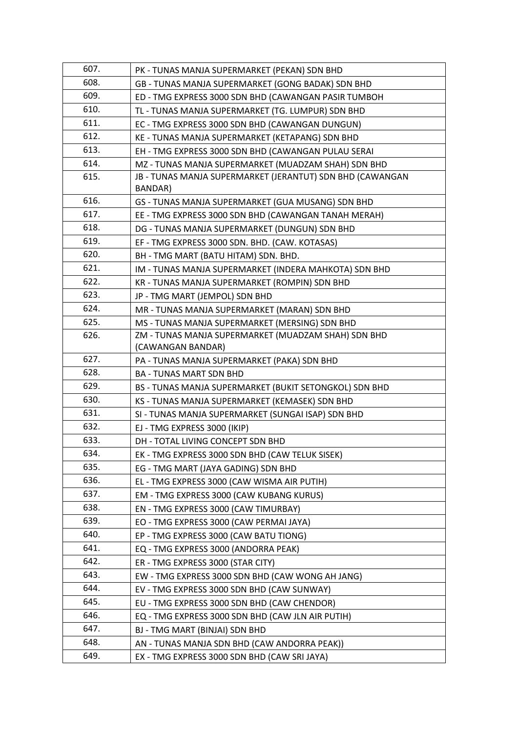| 607. | PK - TUNAS MANJA SUPERMARKET (PEKAN) SDN BHD |
|---|---|
| 608. | GB - TUNAS MANJA SUPERMARKET (GONG BADAK) SDN BHD |
| 609. | ED - TMG EXPRESS 3000 SDN BHD (CAWANGAN PASIR TUMBOH |
| 610. | TL - TUNAS MANJA SUPERMARKET (TG. LUMPUR) SDN BHD |
| 611. | EC - TMG EXPRESS 3000 SDN BHD (CAWANGAN DUNGUN) |
| 612. | KE - TUNAS MANJA SUPERMARKET (KETAPANG) SDN BHD |
| 613. | EH - TMG EXPRESS 3000 SDN BHD (CAWANGAN PULAU SERAI |
| 614. | MZ - TUNAS MANJA SUPERMARKET (MUADZAM SHAH) SDN BHD |
| 615. | JB - TUNAS MANJA SUPERMARKET (JERANTUT) SDN BHD (CAWANGAN BANDAR) |
| 616. | GS - TUNAS MANJA SUPERMARKET (GUA MUSANG) SDN BHD |
| 617. | EE - TMG EXPRESS 3000 SDN BHD (CAWANGAN TANAH MERAH) |
| 618. | DG - TUNAS MANJA SUPERMARKET (DUNGUN) SDN BHD |
| 619. | EF - TMG EXPRESS 3000 SDN. BHD. (CAW. KOTASAS) |
| 620. | BH - TMG MART (BATU HITAM) SDN. BHD. |
| 621. | IM - TUNAS MANJA SUPERMARKET (INDERA MAHKOTA) SDN BHD |
| 622. | KR - TUNAS MANJA SUPERMARKET (ROMPIN) SDN BHD |
| 623. | JP - TMG MART (JEMPOL) SDN BHD |
| 624. | MR - TUNAS MANJA SUPERMARKET (MARAN) SDN BHD |
| 625. | MS - TUNAS MANJA SUPERMARKET (MERSING) SDN BHD |
| 626. | ZM - TUNAS MANJA SUPERMARKET (MUADZAM SHAH) SDN BHD (CAWANGAN BANDAR) |
| 627. | PA - TUNAS MANJA SUPERMARKET (PAKA) SDN BHD |
| 628. | BA - TUNAS MART SDN BHD |
| 629. | BS - TUNAS MANJA SUPERMARKET (BUKIT SETONGKOL) SDN BHD |
| 630. | KS - TUNAS MANJA SUPERMARKET (KEMASEK) SDN BHD |
| 631. | SI - TUNAS MANJA SUPERMARKET (SUNGAI ISAP) SDN BHD |
| 632. | EJ - TMG EXPRESS 3000 (IKIP) |
| 633. | DH - TOTAL LIVING CONCEPT SDN BHD |
| 634. | EK - TMG EXPRESS 3000 SDN BHD (CAW TELUK SISEK) |
| 635. | EG - TMG MART (JAYA GADING) SDN BHD |
| 636. | EL - TMG EXPRESS 3000 (CAW WISMA AIR PUTIH) |
| 637. | EM - TMG EXPRESS 3000 (CAW KUBANG KURUS) |
| 638. | EN - TMG EXPRESS 3000 (CAW TIMURBAY) |
| 639. | EO - TMG EXPRESS 3000 (CAW PERMAI JAYA) |
| 640. | EP - TMG EXPRESS 3000 (CAW BATU TIONG) |
| 641. | EQ - TMG EXPRESS 3000 (ANDORRA PEAK) |
| 642. | ER - TMG EXPRESS 3000 (STAR CITY) |
| 643. | EW - TMG EXPRESS 3000 SDN BHD (CAW WONG AH JANG) |
| 644. | EV - TMG EXPRESS 3000 SDN BHD (CAW SUNWAY) |
| 645. | EU - TMG EXPRESS 3000 SDN BHD (CAW CHENDOR) |
| 646. | EQ - TMG EXPRESS 3000 SDN BHD (CAW JLN AIR PUTIH) |
| 647. | BJ - TMG MART (BINJAI) SDN BHD |
| 648. | AN - TUNAS MANJA SDN BHD (CAW ANDORRA PEAK)) |
| 649. | EX - TMG EXPRESS 3000 SDN BHD (CAW SRI JAYA) |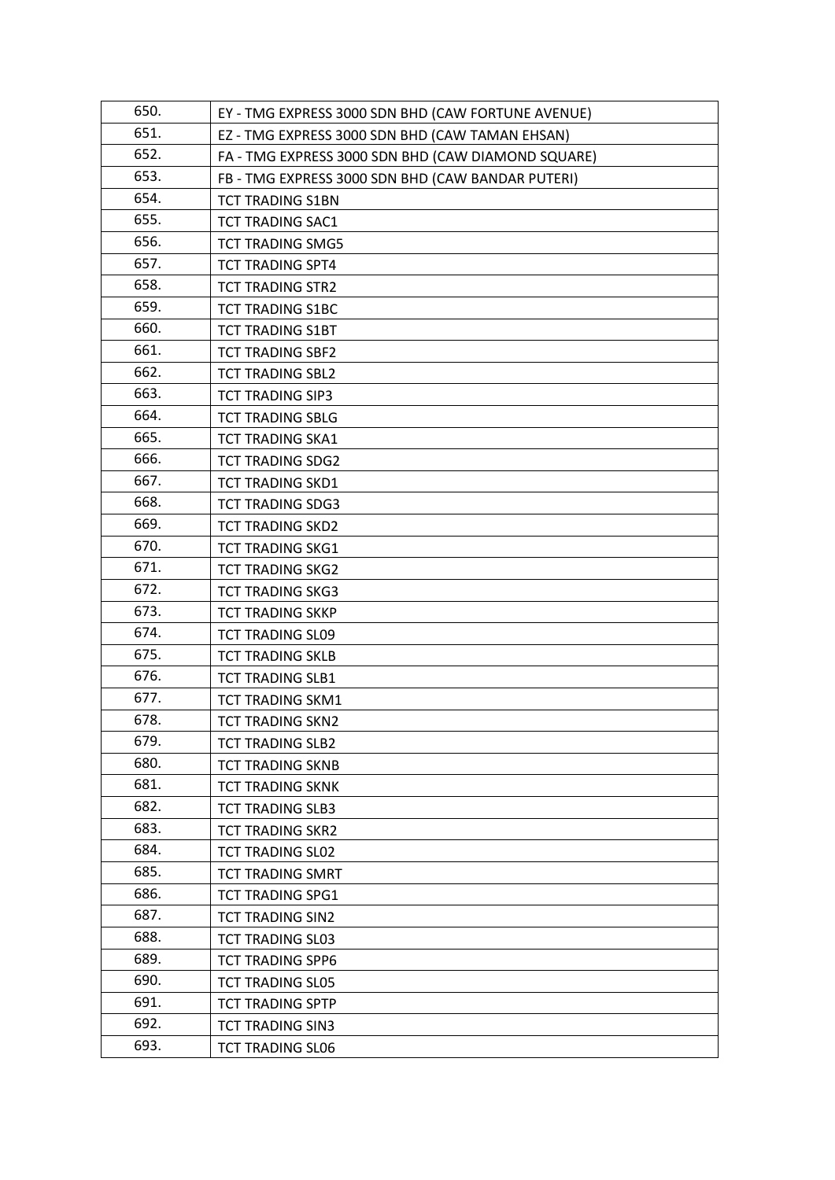| | |
|---|---|
| 650. | EY - TMG EXPRESS 3000 SDN BHD (CAW FORTUNE AVENUE) |
| 651. | EZ - TMG EXPRESS 3000 SDN BHD (CAW TAMAN EHSAN) |
| 652. | FA - TMG EXPRESS 3000 SDN BHD (CAW DIAMOND SQUARE) |
| 653. | FB - TMG EXPRESS 3000 SDN BHD (CAW BANDAR PUTERI) |
| 654. | TCT TRADING S1BN |
| 655. | TCT TRADING SAC1 |
| 656. | TCT TRADING SMG5 |
| 657. | TCT TRADING SPT4 |
| 658. | TCT TRADING STR2 |
| 659. | TCT TRADING S1BC |
| 660. | TCT TRADING S1BT |
| 661. | TCT TRADING SBF2 |
| 662. | TCT TRADING SBL2 |
| 663. | TCT TRADING SIP3 |
| 664. | TCT TRADING SBLG |
| 665. | TCT TRADING SKA1 |
| 666. | TCT TRADING SDG2 |
| 667. | TCT TRADING SKD1 |
| 668. | TCT TRADING SDG3 |
| 669. | TCT TRADING SKD2 |
| 670. | TCT TRADING SKG1 |
| 671. | TCT TRADING SKG2 |
| 672. | TCT TRADING SKG3 |
| 673. | TCT TRADING SKKP |
| 674. | TCT TRADING SL09 |
| 675. | TCT TRADING SKLB |
| 676. | TCT TRADING SLB1 |
| 677. | TCT TRADING SKM1 |
| 678. | TCT TRADING SKN2 |
| 679. | TCT TRADING SLB2 |
| 680. | TCT TRADING SKNB |
| 681. | TCT TRADING SKNK |
| 682. | TCT TRADING SLB3 |
| 683. | TCT TRADING SKR2 |
| 684. | TCT TRADING SL02 |
| 685. | TCT TRADING SMRT |
| 686. | TCT TRADING SPG1 |
| 687. | TCT TRADING SIN2 |
| 688. | TCT TRADING SL03 |
| 689. | TCT TRADING SPP6 |
| 690. | TCT TRADING SL05 |
| 691. | TCT TRADING SPTP |
| 692. | TCT TRADING SIN3 |
| 693. | TCT TRADING SL06 |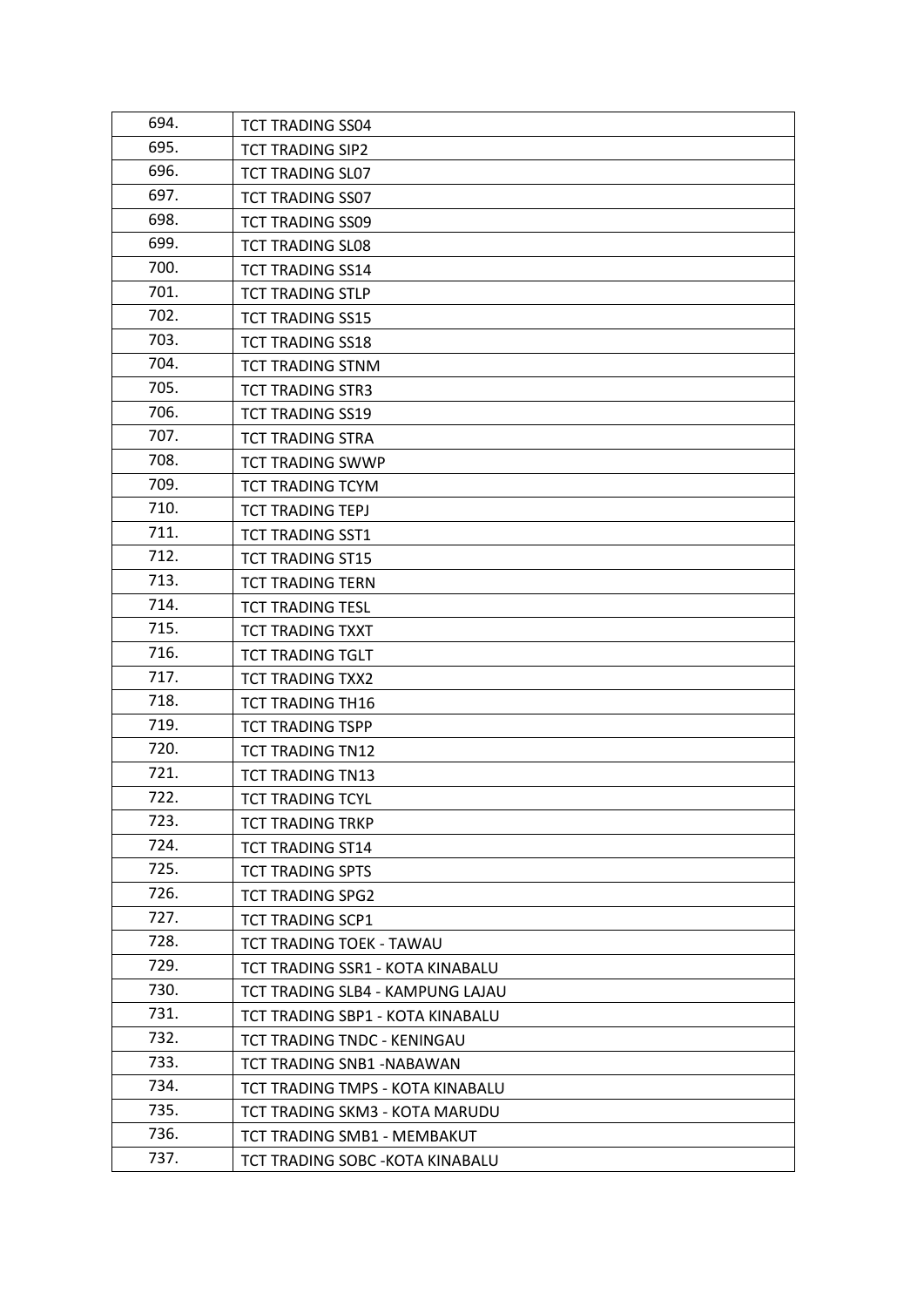| | |
|---|---|
| 694. | TCT TRADING SS04 |
| 695. | TCT TRADING SIP2 |
| 696. | TCT TRADING SL07 |
| 697. | TCT TRADING SS07 |
| 698. | TCT TRADING SS09 |
| 699. | TCT TRADING SL08 |
| 700. | TCT TRADING SS14 |
| 701. | TCT TRADING STLP |
| 702. | TCT TRADING SS15 |
| 703. | TCT TRADING SS18 |
| 704. | TCT TRADING STNM |
| 705. | TCT TRADING STR3 |
| 706. | TCT TRADING SS19 |
| 707. | TCT TRADING STRA |
| 708. | TCT TRADING SWWP |
| 709. | TCT TRADING TCYM |
| 710. | TCT TRADING TEPJ |
| 711. | TCT TRADING SST1 |
| 712. | TCT TRADING ST15 |
| 713. | TCT TRADING TERN |
| 714. | TCT TRADING TESL |
| 715. | TCT TRADING TXXT |
| 716. | TCT TRADING TGLT |
| 717. | TCT TRADING TXX2 |
| 718. | TCT TRADING TH16 |
| 719. | TCT TRADING TSPP |
| 720. | TCT TRADING TN12 |
| 721. | TCT TRADING TN13 |
| 722. | TCT TRADING TCYL |
| 723. | TCT TRADING TRKP |
| 724. | TCT TRADING ST14 |
| 725. | TCT TRADING SPTS |
| 726. | TCT TRADING SPG2 |
| 727. | TCT TRADING SCP1 |
| 728. | TCT TRADING TOEK - TAWAU |
| 729. | TCT TRADING SSR1 - KOTA KINABALU |
| 730. | TCT TRADING SLB4 - KAMPUNG LAJAU |
| 731. | TCT TRADING SBP1 - KOTA KINABALU |
| 732. | TCT TRADING TNDC - KENINGAU |
| 733. | TCT TRADING SNB1 -NABAWAN |
| 734. | TCT TRADING TMPS - KOTA KINABALU |
| 735. | TCT TRADING SKM3 - KOTA MARUDU |
| 736. | TCT TRADING SMB1 - MEMBAKUT |
| 737. | TCT TRADING SOBC -KOTA KINABALU |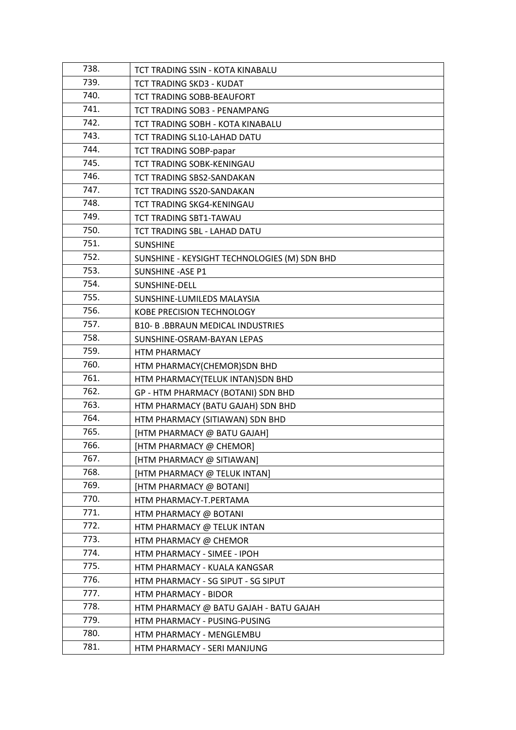| 738. | TCT TRADING SSIN - KOTA KINABALU |
|---|---|
| 739. | TCT TRADING SKD3 - KUDAT |
| 740. | TCT TRADING SOBB-BEAUFORT |
| 741. | TCT TRADING SOB3 - PENAMPANG |
| 742. | TCT TRADING SOBH - KOTA KINABALU |
| 743. | TCT TRADING SL10-LAHAD DATU |
| 744. | TCT TRADING SOBP-papar |
| 745. | TCT TRADING SOBK-KENINGAU |
| 746. | TCT TRADING SBS2-SANDAKAN |
| 747. | TCT TRADING SS20-SANDAKAN |
| 748. | TCT TRADING SKG4-KENINGAU |
| 749. | TCT TRADING SBT1-TAWAU |
| 750. | TCT TRADING SBL - LAHAD DATU |
| 751. | SUNSHINE |
| 752. | SUNSHINE - KEYSIGHT TECHNOLOGIES (M) SDN BHD |
| 753. | SUNSHINE -ASE P1 |
| 754. | SUNSHINE-DELL |
| 755. | SUNSHINE-LUMILEDS MALAYSIA |
| 756. | KOBE PRECISION TECHNOLOGY |
| 757. | B10- B .BBRAUN MEDICAL INDUSTRIES |
| 758. | SUNSHINE-OSRAM-BAYAN LEPAS |
| 759. | HTM PHARMACY |
| 760. | HTM PHARMACY(CHEMOR)SDN BHD |
| 761. | HTM PHARMACY(TELUK INTAN)SDN BHD |
| 762. | GP - HTM PHARMACY (BOTANI) SDN BHD |
| 763. | HTM PHARMACY (BATU GAJAH) SDN BHD |
| 764. | HTM PHARMACY (SITIAWAN) SDN BHD |
| 765. | [HTM PHARMACY @ BATU GAJAH] |
| 766. | [HTM PHARMACY @ CHEMOR] |
| 767. | [HTM PHARMACY @ SITIAWAN] |
| 768. | [HTM PHARMACY @ TELUK INTAN] |
| 769. | [HTM PHARMACY @ BOTANI] |
| 770. | HTM PHARMACY-T.PERTAMA |
| 771. | HTM PHARMACY @ BOTANI |
| 772. | HTM PHARMACY @ TELUK INTAN |
| 773. | HTM PHARMACY @ CHEMOR |
| 774. | HTM PHARMACY - SIMEE - IPOH |
| 775. | HTM PHARMACY - KUALA KANGSAR |
| 776. | HTM PHARMACY - SG SIPUT - SG SIPUT |
| 777. | HTM PHARMACY - BIDOR |
| 778. | HTM PHARMACY @ BATU GAJAH - BATU GAJAH |
| 779. | HTM PHARMACY - PUSING-PUSING |
| 780. | HTM PHARMACY - MENGLEMBU |
| 781. | HTM PHARMACY - SERI MANJUNG |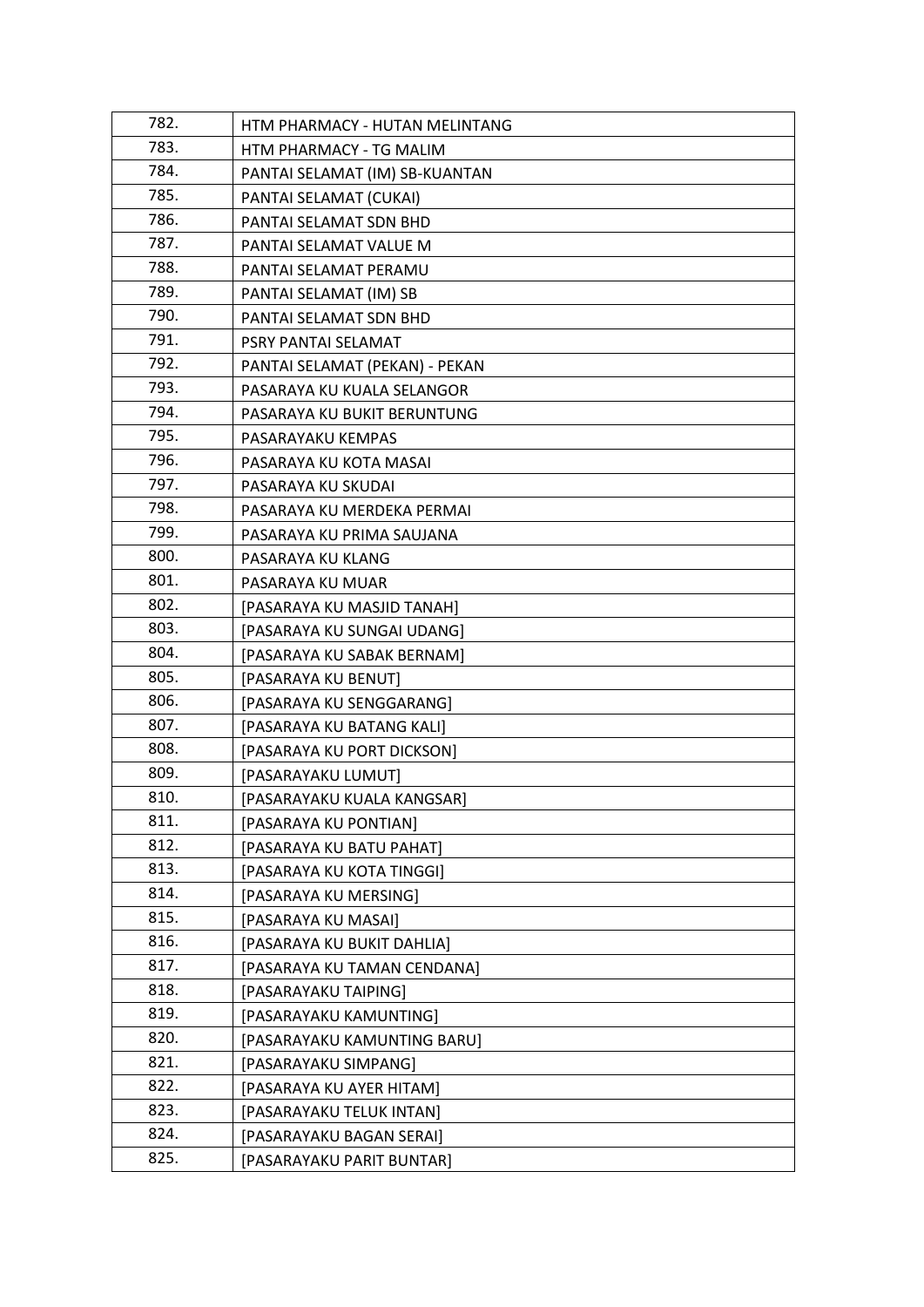| 782. | HTM PHARMACY - HUTAN MELINTANG |
|---|---|
| 783. | HTM PHARMACY - TG MALIM |
| 784. | PANTAI SELAMAT (IM) SB-KUANTAN |
| 785. | PANTAI SELAMAT (CUKAI) |
| 786. | PANTAI SELAMAT SDN BHD |
| 787. | PANTAI SELAMAT VALUE M |
| 788. | PANTAI SELAMAT PERAMU |
| 789. | PANTAI SELAMAT (IM) SB |
| 790. | PANTAI SELAMAT SDN BHD |
| 791. | PSRY PANTAI SELAMAT |
| 792. | PANTAI SELAMAT (PEKAN) - PEKAN |
| 793. | PASARAYA KU KUALA SELANGOR |
| 794. | PASARAYA KU BUKIT BERUNTUNG |
| 795. | PASARAYAKU KEMPAS |
| 796. | PASARAYA KU KOTA MASAI |
| 797. | PASARAYA KU SKUDAI |
| 798. | PASARAYA KU MERDEKA PERMAI |
| 799. | PASARAYA KU PRIMA SAUJANA |
| 800. | PASARAYA KU KLANG |
| 801. | PASARAYA KU MUAR |
| 802. | [PASARAYA KU MASJID TANAH] |
| 803. | [PASARAYA KU SUNGAI UDANG] |
| 804. | [PASARAYA KU SABAK BERNAM] |
| 805. | [PASARAYA KU BENUT] |
| 806. | [PASARAYA KU SENGGARANG] |
| 807. | [PASARAYA KU BATANG KALI] |
| 808. | [PASARAYA KU PORT DICKSON] |
| 809. | [PASARAYAKU LUMUT] |
| 810. | [PASARAYAKU KUALA KANGSAR] |
| 811. | [PASARAYA KU PONTIAN] |
| 812. | [PASARAYA KU BATU PAHAT] |
| 813. | [PASARAYA KU KOTA TINGGI] |
| 814. | [PASARAYA KU MERSING] |
| 815. | [PASARAYA KU MASAI] |
| 816. | [PASARAYA KU BUKIT DAHLIA] |
| 817. | [PASARAYA KU TAMAN CENDANA] |
| 818. | [PASARAYAKU TAIPING] |
| 819. | [PASARAYAKU KAMUNTING] |
| 820. | [PASARAYAKU KAMUNTING BARU] |
| 821. | [PASARAYAKU SIMPANG] |
| 822. | [PASARAYA KU AYER HITAM] |
| 823. | [PASARAYAKU TELUK INTAN] |
| 824. | [PASARAYAKU BAGAN SERAI] |
| 825. | [PASARAYAKU PARIT BUNTAR] |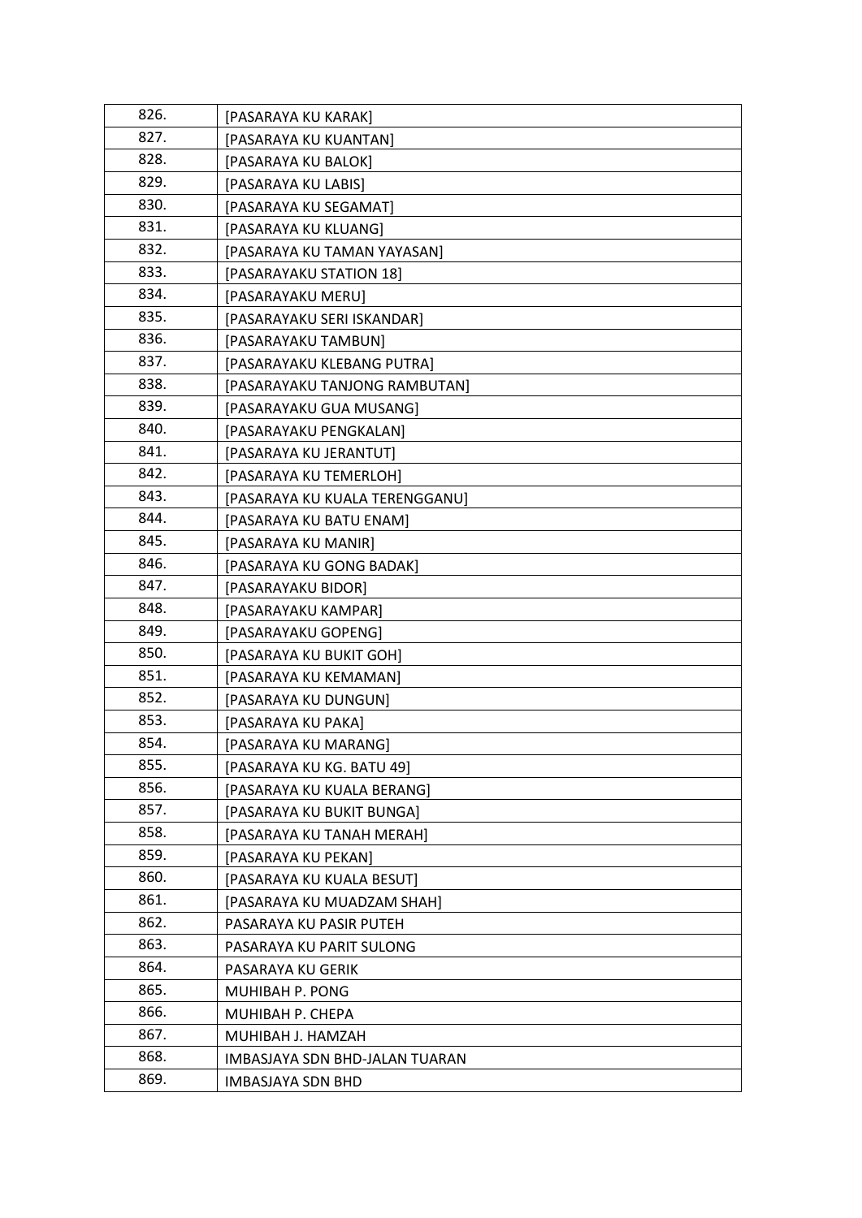| | |
|---|---|
| 826. | [PASARAYA KU KARAK] |
| 827. | [PASARAYA KU KUANTAN] |
| 828. | [PASARAYA KU BALOK] |
| 829. | [PASARAYA KU LABIS] |
| 830. | [PASARAYA KU SEGAMAT] |
| 831. | [PASARAYA KU KLUANG] |
| 832. | [PASARAYA KU TAMAN YAYASAN] |
| 833. | [PASARAYAKU STATION 18] |
| 834. | [PASARAYAKU MERU] |
| 835. | [PASARAYAKU SERI ISKANDAR] |
| 836. | [PASARAYAKU TAMBUN] |
| 837. | [PASARAYAKU KLEBANG PUTRA] |
| 838. | [PASARAYAKU TANJONG RAMBUTAN] |
| 839. | [PASARAYAKU GUA MUSANG] |
| 840. | [PASARAYAKU PENGKALAN] |
| 841. | [PASARAYA KU JERANTUT] |
| 842. | [PASARAYA KU TEMERLOH] |
| 843. | [PASARAYA KU KUALA TERENGGANU] |
| 844. | [PASARAYA KU BATU ENAM] |
| 845. | [PASARAYA KU MANIR] |
| 846. | [PASARAYA KU GONG BADAK] |
| 847. | [PASARAYAKU BIDOR] |
| 848. | [PASARAYAKU KAMPAR] |
| 849. | [PASARAYAKU GOPENG] |
| 850. | [PASARAYA KU BUKIT GOH] |
| 851. | [PASARAYA KU KEMAMAN] |
| 852. | [PASARAYA KU DUNGUN] |
| 853. | [PASARAYA KU PAKA] |
| 854. | [PASARAYA KU MARANG] |
| 855. | [PASARAYA KU KG. BATU 49] |
| 856. | [PASARAYA KU KUALA BERANG] |
| 857. | [PASARAYA KU BUKIT BUNGA] |
| 858. | [PASARAYA KU TANAH MERAH] |
| 859. | [PASARAYA KU PEKAN] |
| 860. | [PASARAYA KU KUALA BESUT] |
| 861. | [PASARAYA KU MUADZAM SHAH] |
| 862. | PASARAYA KU PASIR PUTEH |
| 863. | PASARAYA KU PARIT SULONG |
| 864. | PASARAYA KU GERIK |
| 865. | MUHIBAH P. PONG |
| 866. | MUHIBAH P. CHEPA |
| 867. | MUHIBAH J. HAMZAH |
| 868. | IMBASJAYA SDN BHD-JALAN TUARAN |
| 869. | IMBASJAYA SDN BHD |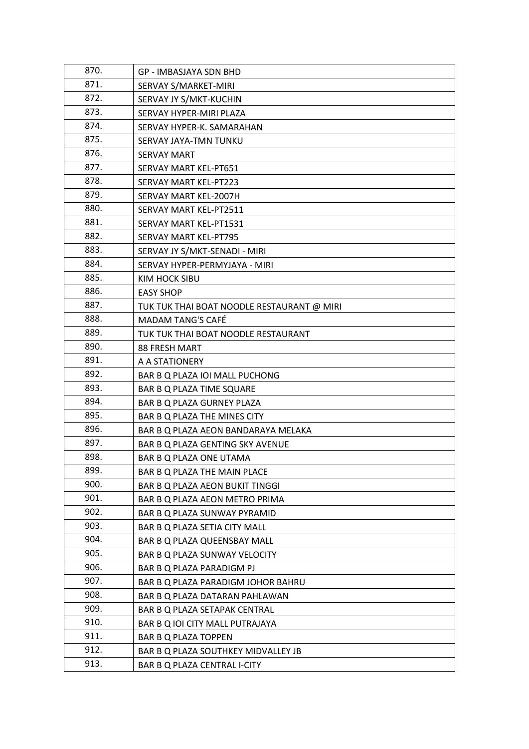| | |
|---|---|
| 870. | GP - IMBASJAYA SDN BHD |
| 871. | SERVAY S/MARKET-MIRI |
| 872. | SERVAY JY S/MKT-KUCHIN |
| 873. | SERVAY HYPER-MIRI PLAZA |
| 874. | SERVAY HYPER-K. SAMARAHAN |
| 875. | SERVAY JAYA-TMN TUNKU |
| 876. | SERVAY MART |
| 877. | SERVAY MART KEL-PT651 |
| 878. | SERVAY MART KEL-PT223 |
| 879. | SERVAY MART KEL-2007H |
| 880. | SERVAY MART KEL-PT2511 |
| 881. | SERVAY MART KEL-PT1531 |
| 882. | SERVAY MART KEL-PT795 |
| 883. | SERVAY JY S/MKT-SENADI - MIRI |
| 884. | SERVAY HYPER-PERMYJAYA - MIRI |
| 885. | KIM HOCK SIBU |
| 886. | EASY SHOP |
| 887. | TUK TUK THAI BOAT NOODLE RESTAURANT @ MIRI |
| 888. | MADAM TANG'S CAFÉ |
| 889. | TUK TUK THAI BOAT NOODLE RESTAURANT |
| 890. | 88 FRESH MART |
| 891. | A A STATIONERY |
| 892. | BAR B Q PLAZA IOI MALL PUCHONG |
| 893. | BAR B Q PLAZA TIME SQUARE |
| 894. | BAR B Q PLAZA GURNEY PLAZA |
| 895. | BAR B Q PLAZA THE MINES CITY |
| 896. | BAR B Q PLAZA AEON BANDARAYA MELAKA |
| 897. | BAR B Q PLAZA GENTING SKY AVENUE |
| 898. | BAR B Q PLAZA ONE UTAMA |
| 899. | BAR B Q PLAZA THE MAIN PLACE |
| 900. | BAR B Q PLAZA AEON BUKIT TINGGI |
| 901. | BAR B Q PLAZA AEON METRO PRIMA |
| 902. | BAR B Q PLAZA SUNWAY PYRAMID |
| 903. | BAR B Q PLAZA SETIA CITY MALL |
| 904. | BAR B Q PLAZA QUEENSBAY MALL |
| 905. | BAR B Q PLAZA SUNWAY VELOCITY |
| 906. | BAR B Q PLAZA PARADIGM PJ |
| 907. | BAR B Q PLAZA PARADIGM JOHOR BAHRU |
| 908. | BAR B Q PLAZA DATARAN PAHLAWAN |
| 909. | BAR B Q PLAZA SETAPAK CENTRAL |
| 910. | BAR B Q IOI CITY MALL PUTRAJAYA |
| 911. | BAR B Q PLAZA TOPPEN |
| 912. | BAR B Q PLAZA SOUTHKEY MIDVALLEY JB |
| 913. | BAR B Q PLAZA CENTRAL I-CITY |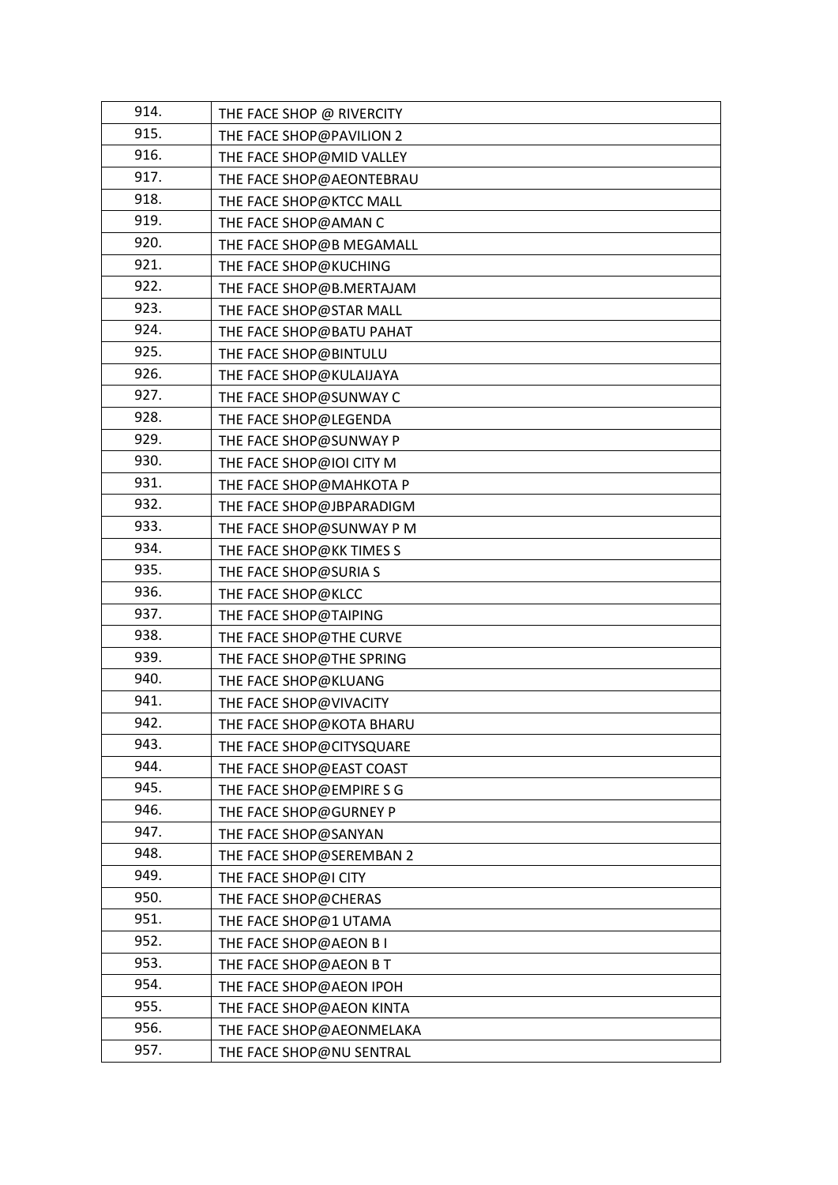| 914. | THE FACE SHOP @ RIVERCITY |
|---|---|
| 915. | THE FACE SHOP@PAVILION 2 |
| 916. | THE FACE SHOP@MID VALLEY |
| 917. | THE FACE SHOP@AEONTEBRAU |
| 918. | THE FACE SHOP@KTCC MALL |
| 919. | THE FACE SHOP@AMAN C |
| 920. | THE FACE SHOP@B MEGAMALL |
| 921. | THE FACE SHOP@KUCHING |
| 922. | THE FACE SHOP@B.MERTAJAM |
| 923. | THE FACE SHOP@STAR MALL |
| 924. | THE FACE SHOP@BATU PAHAT |
| 925. | THE FACE SHOP@BINTULU |
| 926. | THE FACE SHOP@KULAIJAYA |
| 927. | THE FACE SHOP@SUNWAY C |
| 928. | THE FACE SHOP@LEGENDA |
| 929. | THE FACE SHOP@SUNWAY P |
| 930. | THE FACE SHOP@IOI CITY M |
| 931. | THE FACE SHOP@MAHKOTA P |
| 932. | THE FACE SHOP@JBPARADIGM |
| 933. | THE FACE SHOP@SUNWAY P M |
| 934. | THE FACE SHOP@KK TIMES S |
| 935. | THE FACE SHOP@SURIA S |
| 936. | THE FACE SHOP@KLCC |
| 937. | THE FACE SHOP@TAIPING |
| 938. | THE FACE SHOP@THE CURVE |
| 939. | THE FACE SHOP@THE SPRING |
| 940. | THE FACE SHOP@KLUANG |
| 941. | THE FACE SHOP@VIVACITY |
| 942. | THE FACE SHOP@KOTA BHARU |
| 943. | THE FACE SHOP@CITYSQUARE |
| 944. | THE FACE SHOP@EAST COAST |
| 945. | THE FACE SHOP@EMPIRE S G |
| 946. | THE FACE SHOP@GURNEY P |
| 947. | THE FACE SHOP@SANYAN |
| 948. | THE FACE SHOP@SEREMBAN 2 |
| 949. | THE FACE SHOP@I CITY |
| 950. | THE FACE SHOP@CHERAS |
| 951. | THE FACE SHOP@1 UTAMA |
| 952. | THE FACE SHOP@AEON B I |
| 953. | THE FACE SHOP@AEON B T |
| 954. | THE FACE SHOP@AEON IPOH |
| 955. | THE FACE SHOP@AEON KINTA |
| 956. | THE FACE SHOP@AEONMELAKA |
| 957. | THE FACE SHOP@NU SENTRAL |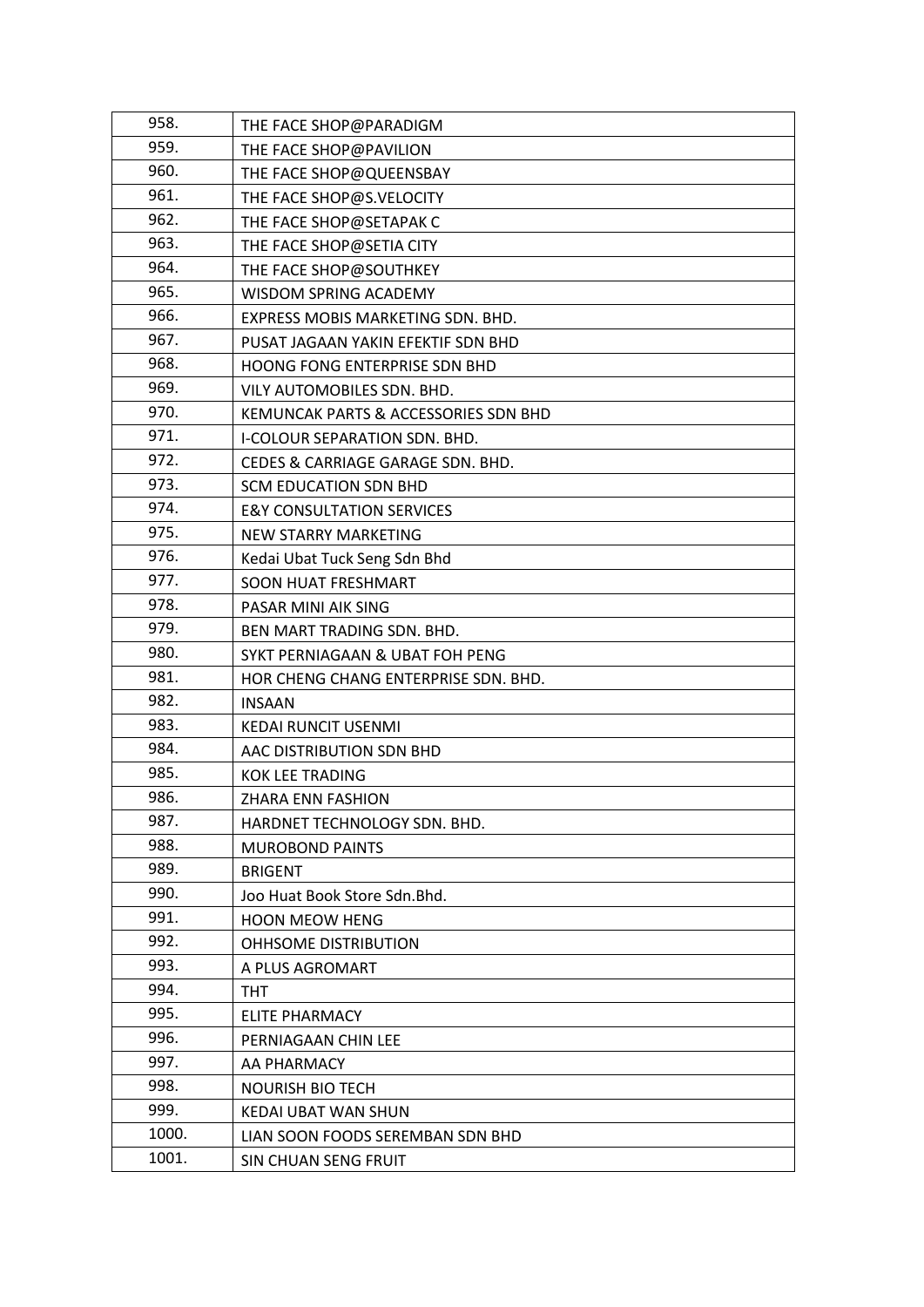| | |
|---|---|
| 958. | THE FACE SHOP@PARADIGM |
| 959. | THE FACE SHOP@PAVILION |
| 960. | THE FACE SHOP@QUEENSBAY |
| 961. | THE FACE SHOP@S.VELOCITY |
| 962. | THE FACE SHOP@SETAPAK C |
| 963. | THE FACE SHOP@SETIA CITY |
| 964. | THE FACE SHOP@SOUTHKEY |
| 965. | WISDOM SPRING ACADEMY |
| 966. | EXPRESS MOBIS MARKETING SDN. BHD. |
| 967. | PUSAT JAGAAN YAKIN EFEKTIF SDN BHD |
| 968. | HOONG FONG ENTERPRISE SDN BHD |
| 969. | VILY AUTOMOBILES SDN. BHD. |
| 970. | KEMUNCAK PARTS & ACCESSORIES SDN BHD |
| 971. | I-COLOUR SEPARATION SDN. BHD. |
| 972. | CEDES & CARRIAGE GARAGE SDN. BHD. |
| 973. | SCM EDUCATION SDN BHD |
| 974. | E&Y CONSULTATION SERVICES |
| 975. | NEW STARRY MARKETING |
| 976. | Kedai Ubat Tuck Seng Sdn Bhd |
| 977. | SOON HUAT FRESHMART |
| 978. | PASAR MINI AIK SING |
| 979. | BEN MART TRADING SDN. BHD. |
| 980. | SYKT PERNIAGAAN & UBAT FOH PENG |
| 981. | HOR CHENG CHANG ENTERPRISE SDN. BHD. |
| 982. | INSAAN |
| 983. | KEDAI RUNCIT USENMI |
| 984. | AAC DISTRIBUTION SDN BHD |
| 985. | KOK LEE TRADING |
| 986. | ZHARA ENN FASHION |
| 987. | HARDNET TECHNOLOGY SDN. BHD. |
| 988. | MUROBOND PAINTS |
| 989. | BRIGENT |
| 990. | Joo Huat Book Store Sdn.Bhd. |
| 991. | HOON MEOW HENG |
| 992. | OHHSOME DISTRIBUTION |
| 993. | A PLUS AGROMART |
| 994. | THT |
| 995. | ELITE PHARMACY |
| 996. | PERNIAGAAN CHIN LEE |
| 997. | AA PHARMACY |
| 998. | NOURISH BIO TECH |
| 999. | KEDAI UBAT WAN SHUN |
| 1000. | LIAN SOON FOODS SEREMBAN SDN BHD |
| 1001. | SIN CHUAN SENG FRUIT |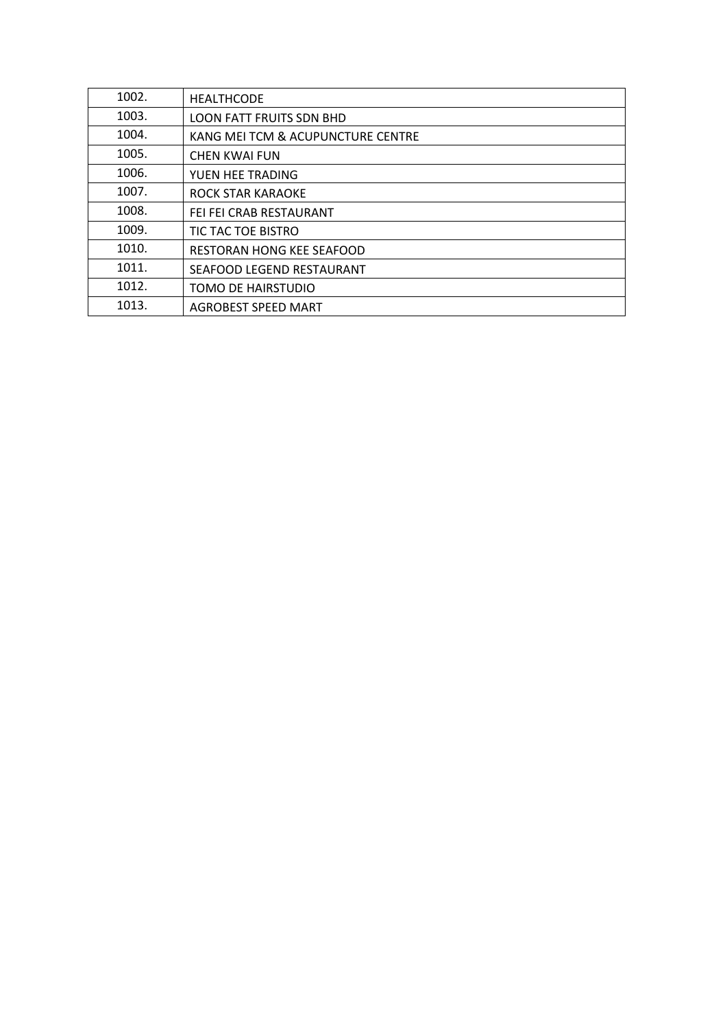| | |
|---|---|
| 1002. | HEALTHCODE |
| 1003. | LOON FATT FRUITS SDN BHD |
| 1004. | KANG MEI TCM & ACUPUNCTURE CENTRE |
| 1005. | CHEN KWAI FUN |
| 1006. | YUEN HEE TRADING |
| 1007. | ROCK STAR KARAOKE |
| 1008. | FEI FEI CRAB RESTAURANT |
| 1009. | TIC TAC TOE BISTRO |
| 1010. | RESTORAN HONG KEE SEAFOOD |
| 1011. | SEAFOOD LEGEND RESTAURANT |
| 1012. | TOMO DE HAIRSTUDIO |
| 1013. | AGROBEST SPEED MART |